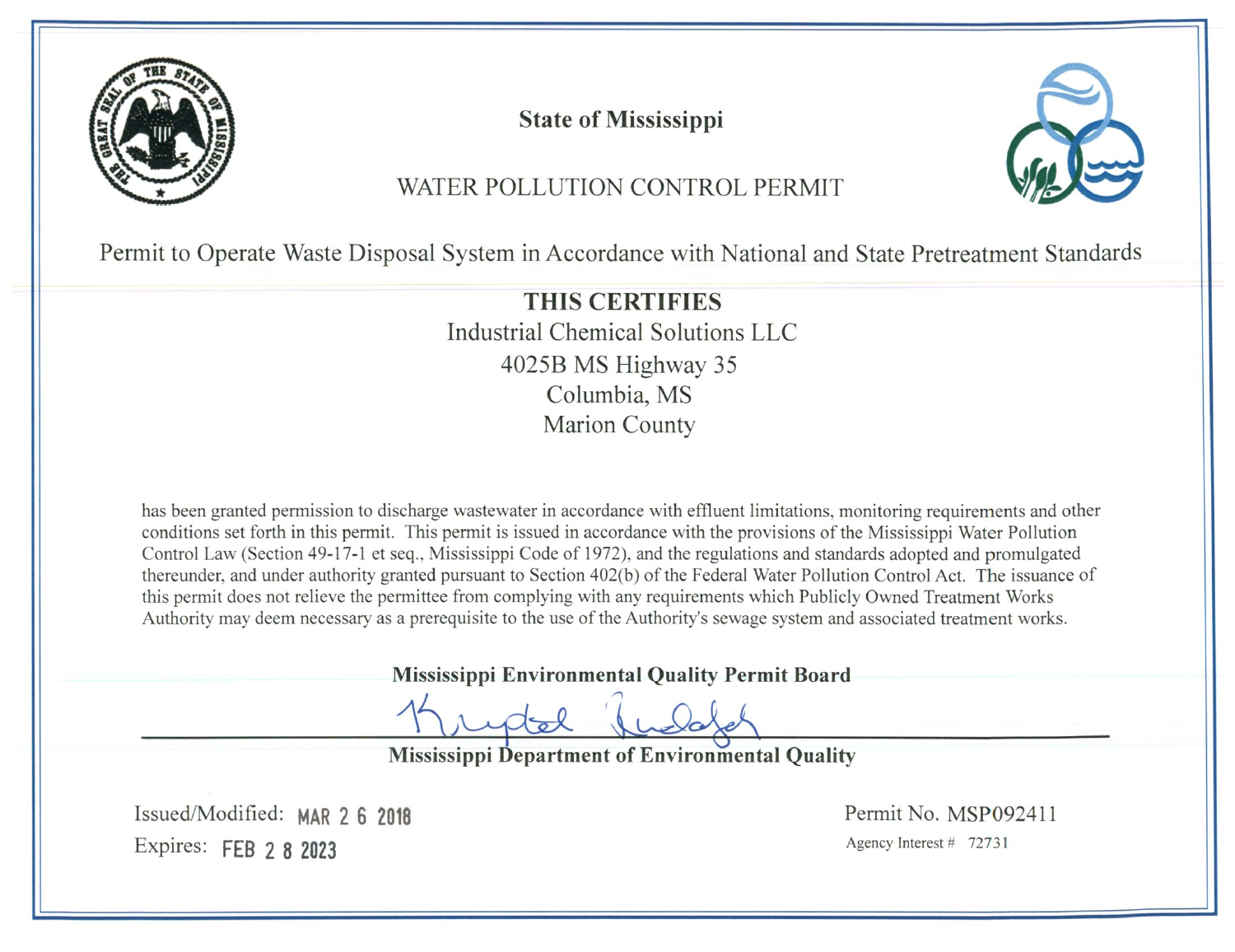# State of Mississippi

## WATER POLLUTION CONTROL PERMIT

Permit to Operate Waste Disposal System in Accordance with National and State Pretreatment Standards

**THIS CERTIFIES**

Industrial Chemical Solutions LLC
4025B MS Highway 35
Columbia, MS
Marion County

has been granted permission to discharge wastewater in accordance with effluent limitations, monitoring requirements and other conditions set forth in this permit. This permit is issued in accordance with the provisions of the Mississippi Water Pollution Control Law (Section 49-17-1 et seq., Mississippi Code of 1972), and the regulations and standards adopted and promulgated thereunder, and under authority granted pursuant to Section 402(b) of the Federal Water Pollution Control Act. The issuance of this permit does not relieve the permittee from complying with any requirements which Publicly Owned Treatment Works Authority may deem necessary as a prerequisite to the use of the Authority's sewage system and associated treatment works.

**Mississippi Environmental Quality Permit Board**

**Mississippi Department of Environmental Quality**

Issued/Modified: MAR 2 6 2018
Expires: FEB 2 8 2023

Permit No. MSP092411
Agency Interest # 72731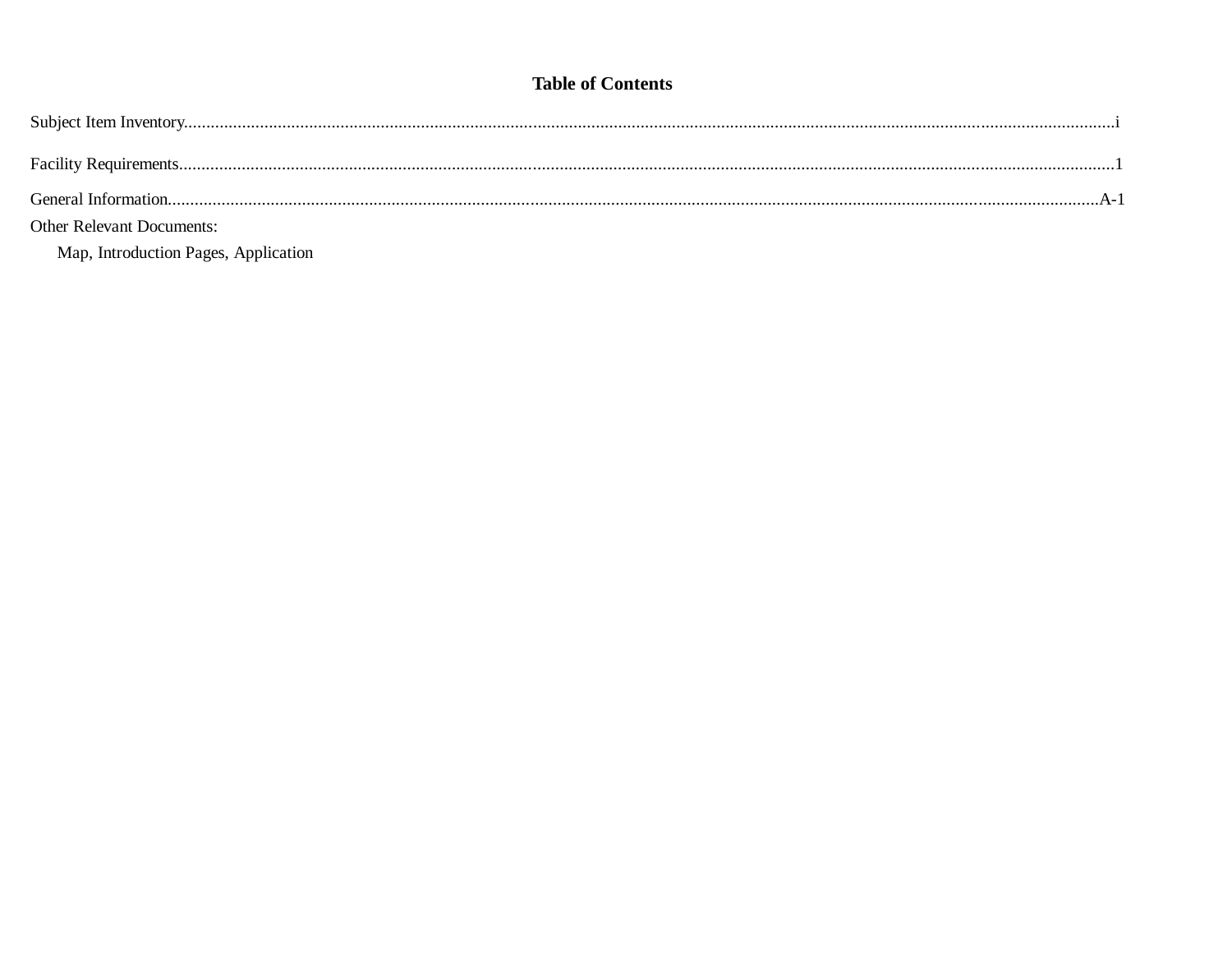# Table of Contents

Subject Item Inventory........................................................................................................i

Facility Requirements........................................................................................................1

General Information........................................................................................................A-1

Other Relevant Documents:

Map, Introduction Pages, Application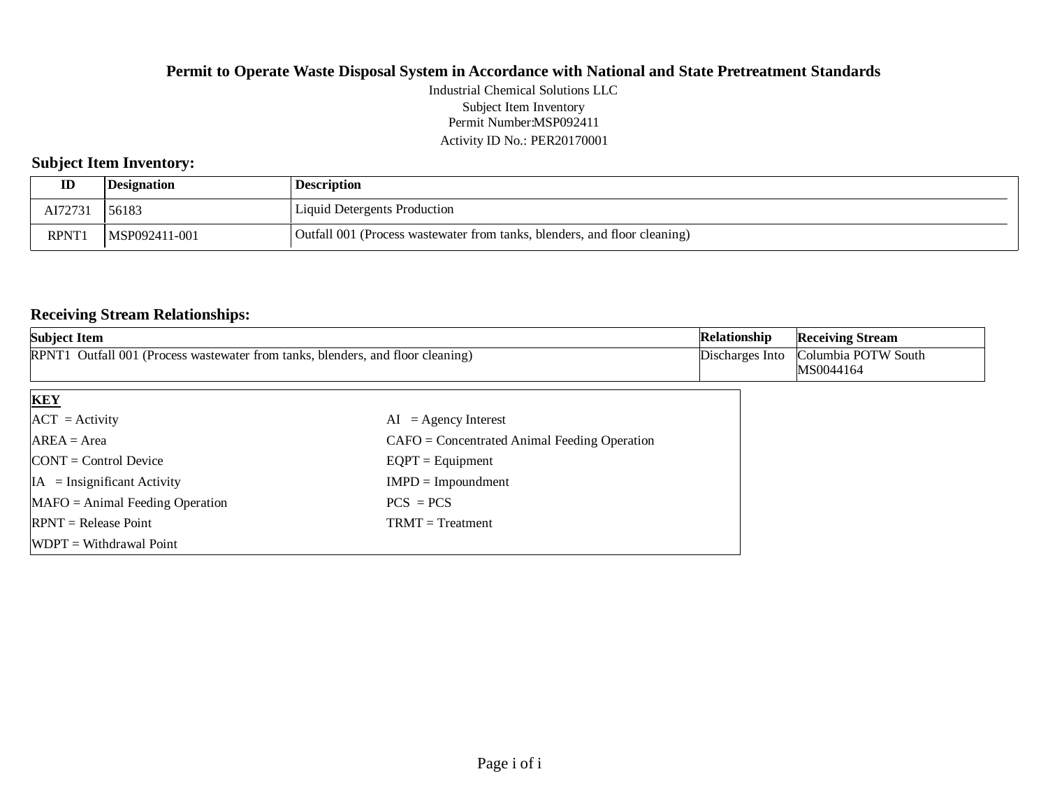**Permit to Operate Waste Disposal System in Accordance with National and State Pretreatment Standards**

Industrial Chemical Solutions LLC

Subject Item Inventory

Permit Number:MSP092411

Activity ID No.: PER20170001

## Subject Item Inventory:

| ID | Designation | Description |
|---|---|---|
| AI72731 | 56183 | Liquid Detergents Production |
| RPNT1 | MSP092411-001 | Outfall 001 (Process wastewater from tanks, blenders, and floor cleaning) |

## Receiving Stream Relationships:

| Subject Item | Relationship | Receiving Stream |
|---|---|---|
| RPNT1 Outfall 001 (Process wastewater from tanks, blenders, and floor cleaning) | Discharges Into | Columbia POTW South MS0044164 |

| **KEY** | |
|---|---|
| ACT = Activity | AI = Agency Interest |
| AREA = Area | CAFO = Concentrated Animal Feeding Operation |
| CONT = Control Device | EQPT = Equipment |
| IA = Insignificant Activity | IMPD = Impoundment |
| MAFO = Animal Feeding Operation | PCS = PCS |
| RPNT = Release Point | TRMT = Treatment |
| WDPT = Withdrawal Point | |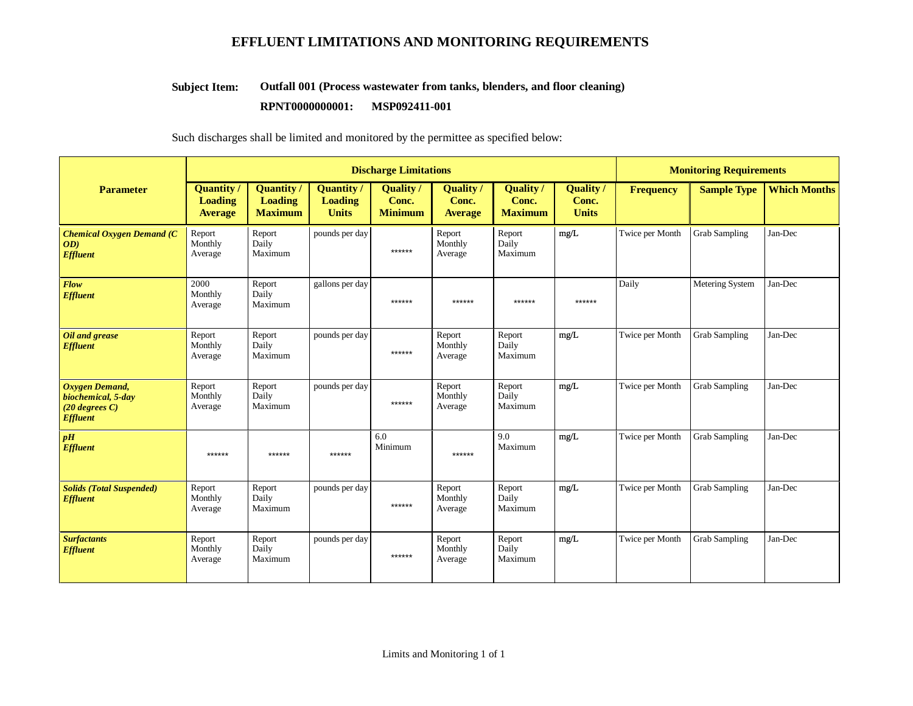# EFFLUENT LIMITATIONS AND MONITORING REQUIREMENTS

**Subject Item:** **Outfall 001 (Process wastewater from tanks, blenders, and floor cleaning)**

**RPNT0000000001: MSP092411-001**

Such discharges shall be limited and monitored by the permittee as specified below:

| Parameter | Discharge Limitations | | | | | | | Monitoring Requirements | | |
|---|---|---|---|---|---|---|---|---|---|---|
| | **Quantity / Loading Average** | **Quantity / Loading Maximum** | **Quantity / Loading Units** | **Quality / Conc. Minimum** | **Quality / Conc. Average** | **Quality / Conc. Maximum** | **Quality / Conc. Units** | **Frequency** | **Sample Type** | **Which Months** |
| ***Chemical Oxygen Demand (C OD) Effluent*** | Report Monthly Average | Report Daily Maximum | pounds per day | ****** | Report Monthly Average | Report Daily Maximum | mg/L | Twice per Month | Grab Sampling | Jan-Dec |
| ***Flow Effluent*** | 2000 Monthly Average | Report Daily Maximum | gallons per day | ****** | ****** | ****** | ****** | Daily | Metering System | Jan-Dec |
| ***Oil and grease Effluent*** | Report Monthly Average | Report Daily Maximum | pounds per day | ****** | Report Monthly Average | Report Daily Maximum | mg/L | Twice per Month | Grab Sampling | Jan-Dec |
| ***Oxygen Demand, biochemical, 5-day (20 degrees C) Effluent*** | Report Monthly Average | Report Daily Maximum | pounds per day | ****** | Report Monthly Average | Report Daily Maximum | mg/L | Twice per Month | Grab Sampling | Jan-Dec |
| ***pH Effluent*** | ****** | ****** | ****** | 6.0 Minimum | ****** | 9.0 Maximum | mg/L | Twice per Month | Grab Sampling | Jan-Dec |
| ***Solids (Total Suspended) Effluent*** | Report Monthly Average | Report Daily Maximum | pounds per day | ****** | Report Monthly Average | Report Daily Maximum | mg/L | Twice per Month | Grab Sampling | Jan-Dec |
| ***Surfactants Effluent*** | Report Monthly Average | Report Daily Maximum | pounds per day | ****** | Report Monthly Average | Report Daily Maximum | mg/L | Twice per Month | Grab Sampling | Jan-Dec |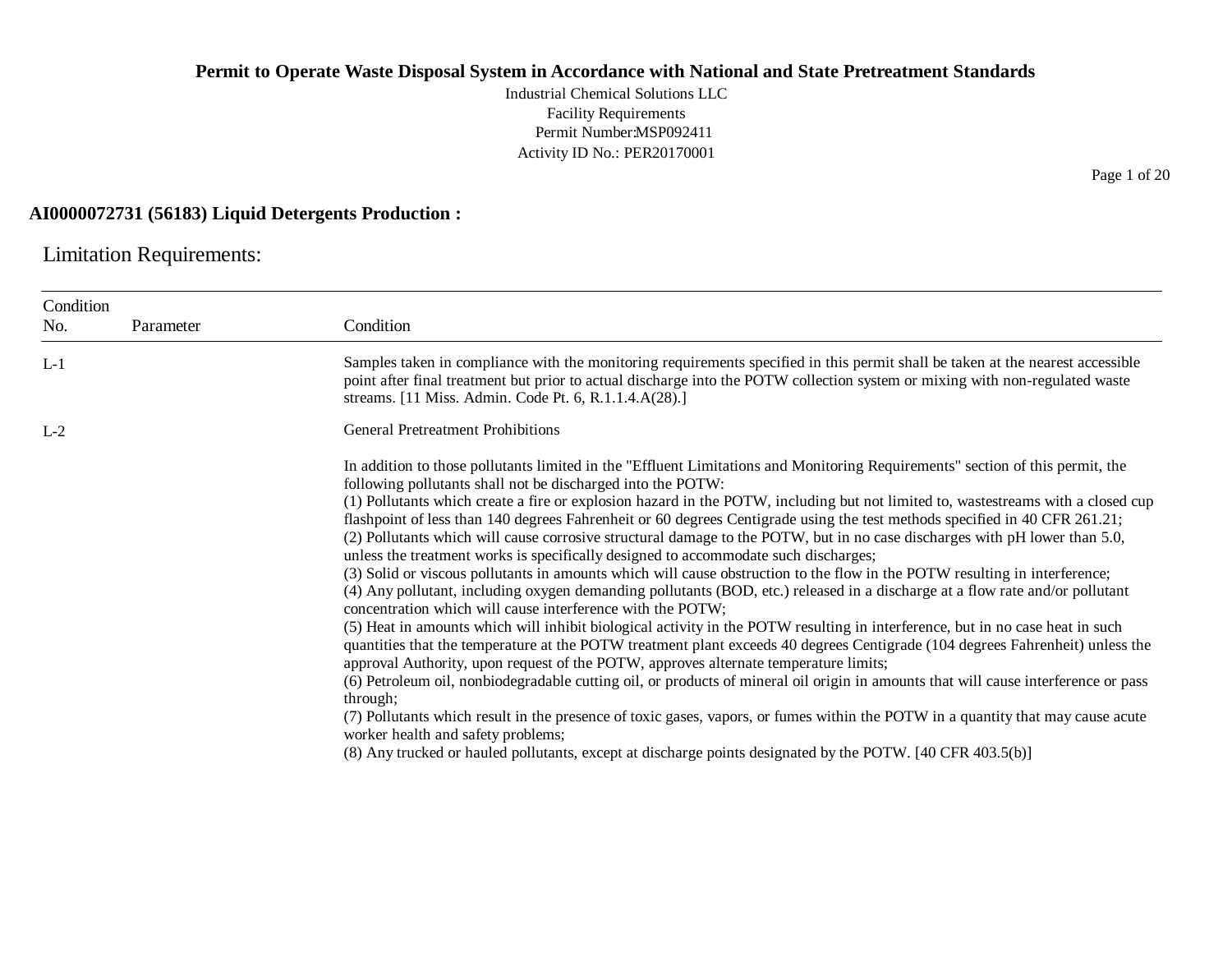**Permit to Operate Waste Disposal System in Accordance with National and State Pretreatment Standards**

Industrial Chemical Solutions LLC
Facility Requirements
Permit Number:MSP092411
Activity ID No.: PER20170001

**AI0000072731 (56183) Liquid Detergents Production :**

## Limitation Requirements:

| Condition No. | Parameter | Condition |
|---|---|---|
| L-1 | | Samples taken in compliance with the monitoring requirements specified in this permit shall be taken at the nearest accessible point after final treatment but prior to actual discharge into the POTW collection system or mixing with non-regulated waste streams. [11 Miss. Admin. Code Pt. 6, R.1.1.4.A(28).] |
| L-2 | | General Pretreatment Prohibitions<br><br>In addition to those pollutants limited in the "Effluent Limitations and Monitoring Requirements" section of this permit, the following pollutants shall not be discharged into the POTW:<br>(1) Pollutants which create a fire or explosion hazard in the POTW, including but not limited to, wastestreams with a closed cup flashpoint of less than 140 degrees Fahrenheit or 60 degrees Centigrade using the test methods specified in 40 CFR 261.21;<br>(2) Pollutants which will cause corrosive structural damage to the POTW, but in no case discharges with pH lower than 5.0, unless the treatment works is specifically designed to accommodate such discharges;<br>(3) Solid or viscous pollutants in amounts which will cause obstruction to the flow in the POTW resulting in interference;<br>(4) Any pollutant, including oxygen demanding pollutants (BOD, etc.) released in a discharge at a flow rate and/or pollutant concentration which will cause interference with the POTW;<br>(5) Heat in amounts which will inhibit biological activity in the POTW resulting in interference, but in no case heat in such quantities that the temperature at the POTW treatment plant exceeds 40 degrees Centigrade (104 degrees Fahrenheit) unless the approval Authority, upon request of the POTW, approves alternate temperature limits;<br>(6) Petroleum oil, nonbiodegradable cutting oil, or products of mineral oil origin in amounts that will cause interference or pass through;<br>(7) Pollutants which result in the presence of toxic gases, vapors, or fumes within the POTW in a quantity that may cause acute worker health and safety problems;<br>(8) Any trucked or hauled pollutants, except at discharge points designated by the POTW. [40 CFR 403.5(b)] |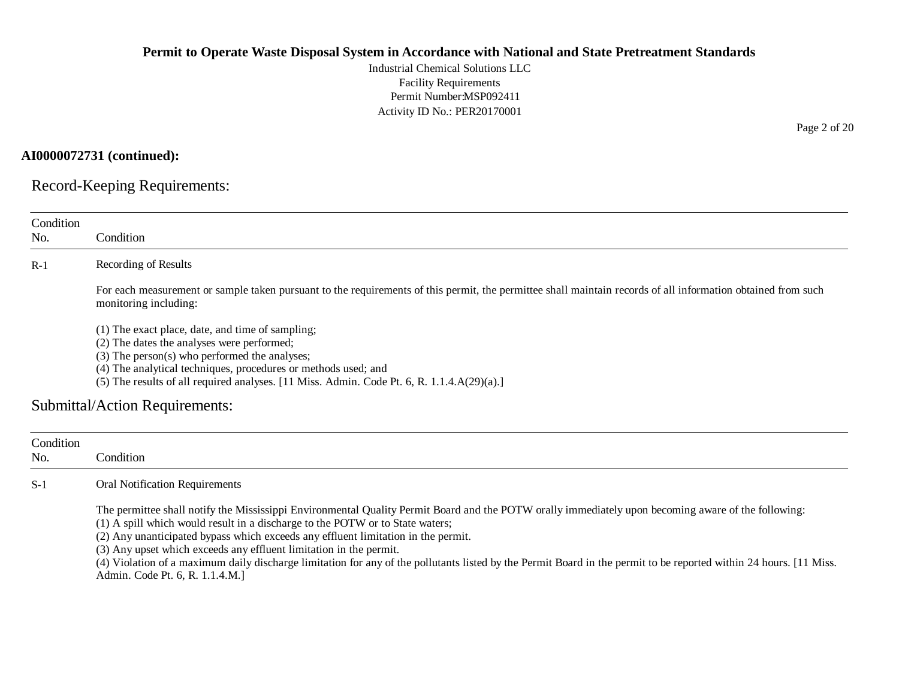**AI0000072731 (continued):**

## Record-Keeping Requirements:

| Condition No. | Condition |
|---|---|
| R-1 | Recording of Results<br><br>For each measurement or sample taken pursuant to the requirements of this permit, the permittee shall maintain records of all information obtained from such monitoring including:<br><br>(1) The exact place, date, and time of sampling;<br>(2) The dates the analyses were performed;<br>(3) The person(s) who performed the analyses;<br>(4) The analytical techniques, procedures or methods used; and<br>(5) The results of all required analyses. [11 Miss. Admin. Code Pt. 6, R. 1.1.4.A(29)(a).] |

## Submittal/Action Requirements:

| Condition No. | Condition |
|---|---|
| S-1 | Oral Notification Requirements<br><br>The permittee shall notify the Mississippi Environmental Quality Permit Board and the POTW orally immediately upon becoming aware of the following:<br>(1) A spill which would result in a discharge to the POTW or to State waters;<br>(2) Any unanticipated bypass which exceeds any effluent limitation in the permit.<br>(3) Any upset which exceeds any effluent limitation in the permit.<br>(4) Violation of a maximum daily discharge limitation for any of the pollutants listed by the Permit Board in the permit to be reported within 24 hours. [11 Miss. Admin. Code Pt. 6, R. 1.1.4.M.] |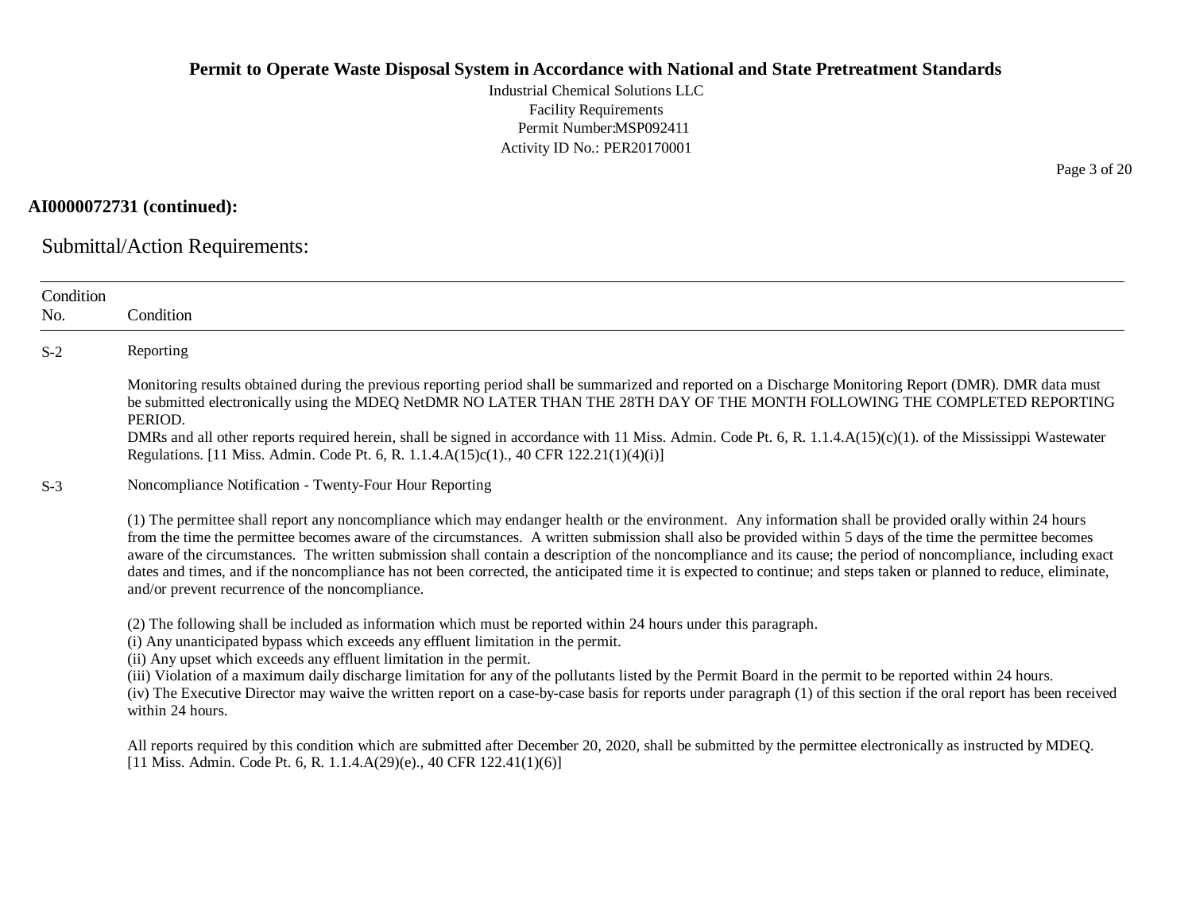**AI0000072731 (continued):**

## Submittal/Action Requirements:

| Condition No. | Condition |
|---|---|
| S-2 | Reporting<br><br>Monitoring results obtained during the previous reporting period shall be summarized and reported on a Discharge Monitoring Report (DMR). DMR data must be submitted electronically using the MDEQ NetDMR NO LATER THAN THE 28TH DAY OF THE MONTH FOLLOWING THE COMPLETED REPORTING PERIOD.<br>DMRs and all other reports required herein, shall be signed in accordance with 11 Miss. Admin. Code Pt. 6, R. 1.1.4.A(15)(c)(1). of the Mississippi Wastewater Regulations. [11 Miss. Admin. Code Pt. 6, R. 1.1.4.A(15)c(1)., 40 CFR 122.21(1)(4)(i)] |
| S-3 | Noncompliance Notification - Twenty-Four Hour Reporting<br><br>(1) The permittee shall report any noncompliance which may endanger health or the environment. Any information shall be provided orally within 24 hours from the time the permittee becomes aware of the circumstances. A written submission shall also be provided within 5 days of the time the permittee becomes aware of the circumstances. The written submission shall contain a description of the noncompliance and its cause; the period of noncompliance, including exact dates and times, and if the noncompliance has not been corrected, the anticipated time it is expected to continue; and steps taken or planned to reduce, eliminate, and/or prevent recurrence of the noncompliance.<br><br>(2) The following shall be included as information which must be reported within 24 hours under this paragraph.<br>(i) Any unanticipated bypass which exceeds any effluent limitation in the permit.<br>(ii) Any upset which exceeds any effluent limitation in the permit.<br>(iii) Violation of a maximum daily discharge limitation for any of the pollutants listed by the Permit Board in the permit to be reported within 24 hours.<br>(iv) The Executive Director may waive the written report on a case-by-case basis for reports under paragraph (1) of this section if the oral report has been received within 24 hours.<br><br>All reports required by this condition which are submitted after December 20, 2020, shall be submitted by the permittee electronically as instructed by MDEQ. [11 Miss. Admin. Code Pt. 6, R. 1.1.4.A(29)(e)., 40 CFR 122.41(1)(6)] |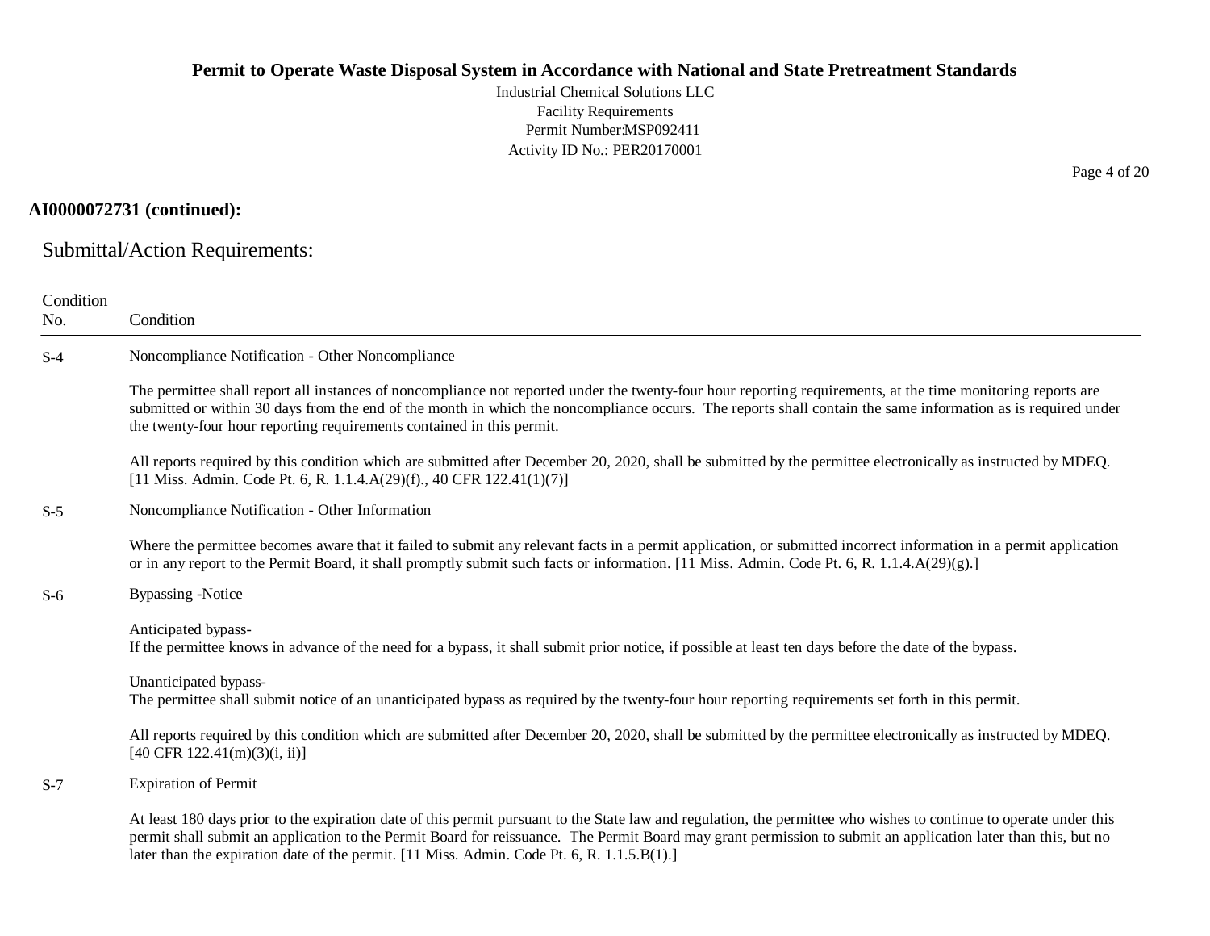**AI0000072731 (continued):**

## Submittal/Action Requirements:

| Condition No. | Condition |
|---|---|
| S-4 | Noncompliance Notification - Other Noncompliance<br><br>The permittee shall report all instances of noncompliance not reported under the twenty-four hour reporting requirements, at the time monitoring reports are submitted or within 30 days from the end of the month in which the noncompliance occurs. The reports shall contain the same information as is required under the twenty-four hour reporting requirements contained in this permit.<br><br>All reports required by this condition which are submitted after December 20, 2020, shall be submitted by the permittee electronically as instructed by MDEQ. [11 Miss. Admin. Code Pt. 6, R. 1.1.4.A(29)(f)., 40 CFR 122.41(1)(7)] |
| S-5 | Noncompliance Notification - Other Information<br><br>Where the permittee becomes aware that it failed to submit any relevant facts in a permit application, or submitted incorrect information in a permit application or in any report to the Permit Board, it shall promptly submit such facts or information. [11 Miss. Admin. Code Pt. 6, R. 1.1.4.A(29)(g).] |
| S-6 | Bypassing -Notice<br><br>Anticipated bypass-<br>If the permittee knows in advance of the need for a bypass, it shall submit prior notice, if possible at least ten days before the date of the bypass.<br><br>Unanticipated bypass-<br>The permittee shall submit notice of an unanticipated bypass as required by the twenty-four hour reporting requirements set forth in this permit.<br><br>All reports required by this condition which are submitted after December 20, 2020, shall be submitted by the permittee electronically as instructed by MDEQ. [40 CFR 122.41(m)(3)(i, ii)] |
| S-7 | Expiration of Permit<br><br>At least 180 days prior to the expiration date of this permit pursuant to the State law and regulation, the permittee who wishes to continue to operate under this permit shall submit an application to the Permit Board for reissuance. The Permit Board may grant permission to submit an application later than this, but no later than the expiration date of the permit. [11 Miss. Admin. Code Pt. 6, R. 1.1.5.B(1).] |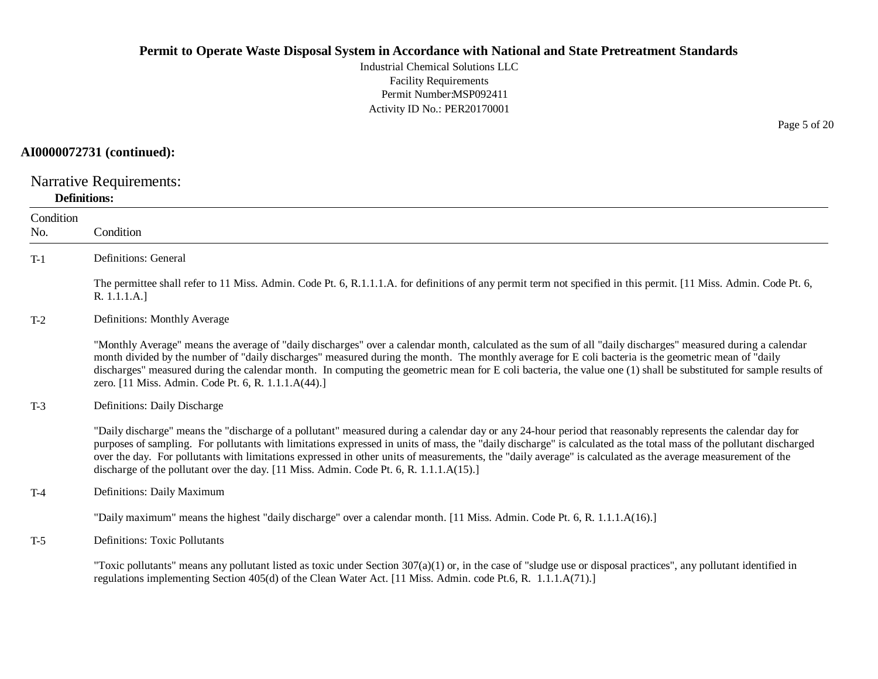**AI0000072731 (continued):**

## Narrative Requirements:

**Definitions:**

| Condition No. | Condition |
|---|---|
| T-1 | Definitions: General<br><br>The permittee shall refer to 11 Miss. Admin. Code Pt. 6, R.1.1.1.A. for definitions of any permit term not specified in this permit. [11 Miss. Admin. Code Pt. 6, R. 1.1.1.A.] |
| T-2 | Definitions: Monthly Average<br><br>"Monthly Average" means the average of "daily discharges" over a calendar month, calculated as the sum of all "daily discharges" measured during a calendar month divided by the number of "daily discharges" measured during the month. The monthly average for E coli bacteria is the geometric mean of "daily discharges" measured during the calendar month. In computing the geometric mean for E coli bacteria, the value one (1) shall be substituted for sample results of zero. [11 Miss. Admin. Code Pt. 6, R. 1.1.1.A(44).] |
| T-3 | Definitions: Daily Discharge<br><br>"Daily discharge" means the "discharge of a pollutant" measured during a calendar day or any 24-hour period that reasonably represents the calendar day for purposes of sampling. For pollutants with limitations expressed in units of mass, the "daily discharge" is calculated as the total mass of the pollutant discharged over the day. For pollutants with limitations expressed in other units of measurements, the "daily average" is calculated as the average measurement of the discharge of the pollutant over the day. [11 Miss. Admin. Code Pt. 6, R. 1.1.1.A(15).] |
| T-4 | Definitions: Daily Maximum<br><br>"Daily maximum" means the highest "daily discharge" over a calendar month. [11 Miss. Admin. Code Pt. 6, R. 1.1.1.A(16).] |
| T-5 | Definitions: Toxic Pollutants<br><br>"Toxic pollutants" means any pollutant listed as toxic under Section 307(a)(1) or, in the case of "sludge use or disposal practices", any pollutant identified in regulations implementing Section 405(d) of the Clean Water Act. [11 Miss. Admin. code Pt.6, R. 1.1.1.A(71).] |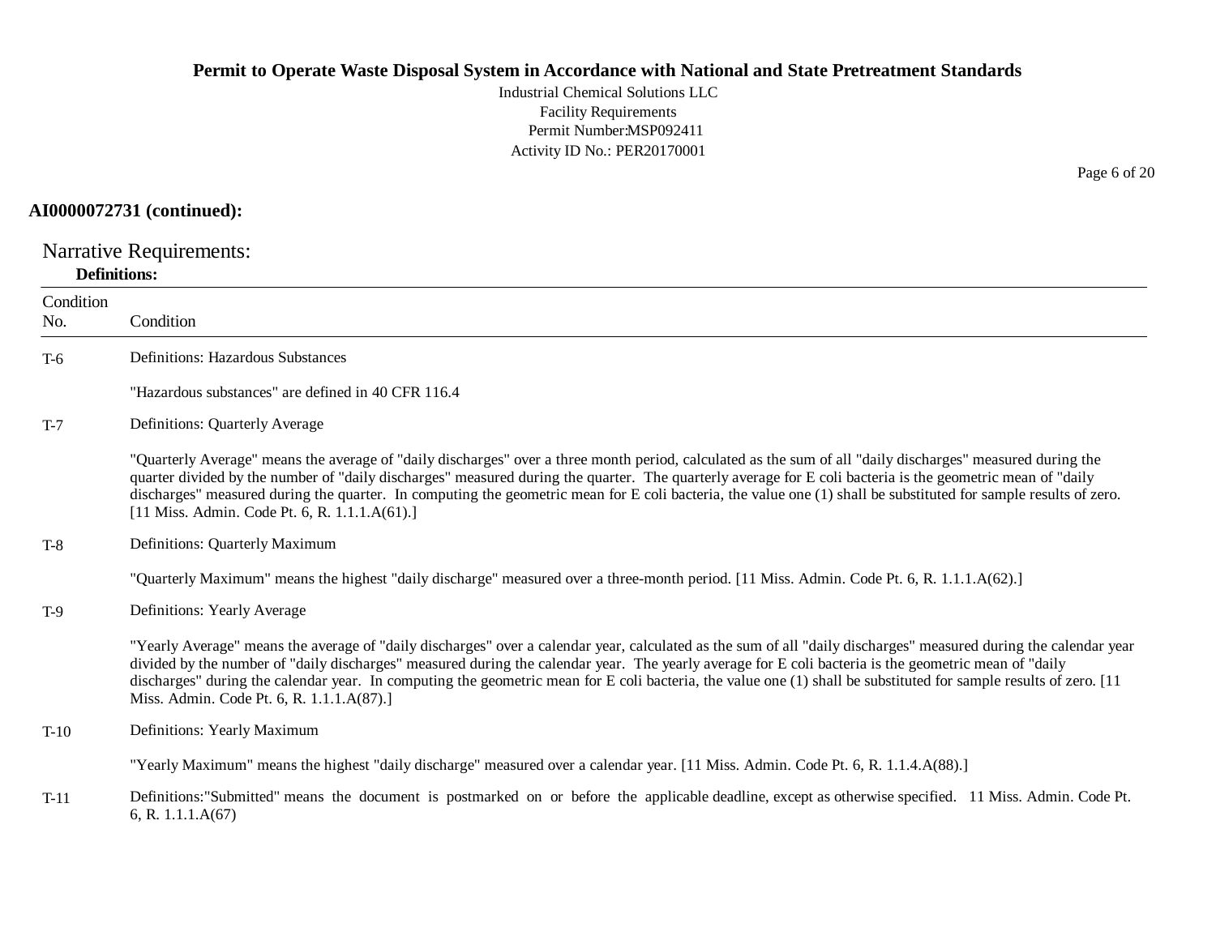**AI0000072731 (continued):**

## Narrative Requirements:

**Definitions:**

| Condition No. | Condition |
|---|---|
| T-6 | Definitions: Hazardous Substances<br><br>"Hazardous substances" are defined in 40 CFR 116.4 |
| T-7 | Definitions: Quarterly Average<br><br>"Quarterly Average" means the average of "daily discharges" over a three month period, calculated as the sum of all "daily discharges" measured during the quarter divided by the number of "daily discharges" measured during the quarter. The quarterly average for E coli bacteria is the geometric mean of "daily discharges" measured during the quarter. In computing the geometric mean for E coli bacteria, the value one (1) shall be substituted for sample results of zero. [11 Miss. Admin. Code Pt. 6, R. 1.1.1.A(61).] |
| T-8 | Definitions: Quarterly Maximum<br><br>"Quarterly Maximum" means the highest "daily discharge" measured over a three-month period. [11 Miss. Admin. Code Pt. 6, R. 1.1.1.A(62).] |
| T-9 | Definitions: Yearly Average<br><br>"Yearly Average" means the average of "daily discharges" over a calendar year, calculated as the sum of all "daily discharges" measured during the calendar year divided by the number of "daily discharges" measured during the calendar year. The yearly average for E coli bacteria is the geometric mean of "daily discharges" during the calendar year. In computing the geometric mean for E coli bacteria, the value one (1) shall be substituted for sample results of zero. [11 Miss. Admin. Code Pt. 6, R. 1.1.1.A(87).] |
| T-10 | Definitions: Yearly Maximum<br><br>"Yearly Maximum" means the highest "daily discharge" measured over a calendar year. [11 Miss. Admin. Code Pt. 6, R. 1.1.4.A(88).] |
| T-11 | Definitions:"Submitted" means the document is postmarked on or before the applicable deadline, except as otherwise specified. 11 Miss. Admin. Code Pt. 6, R. 1.1.1.A(67) |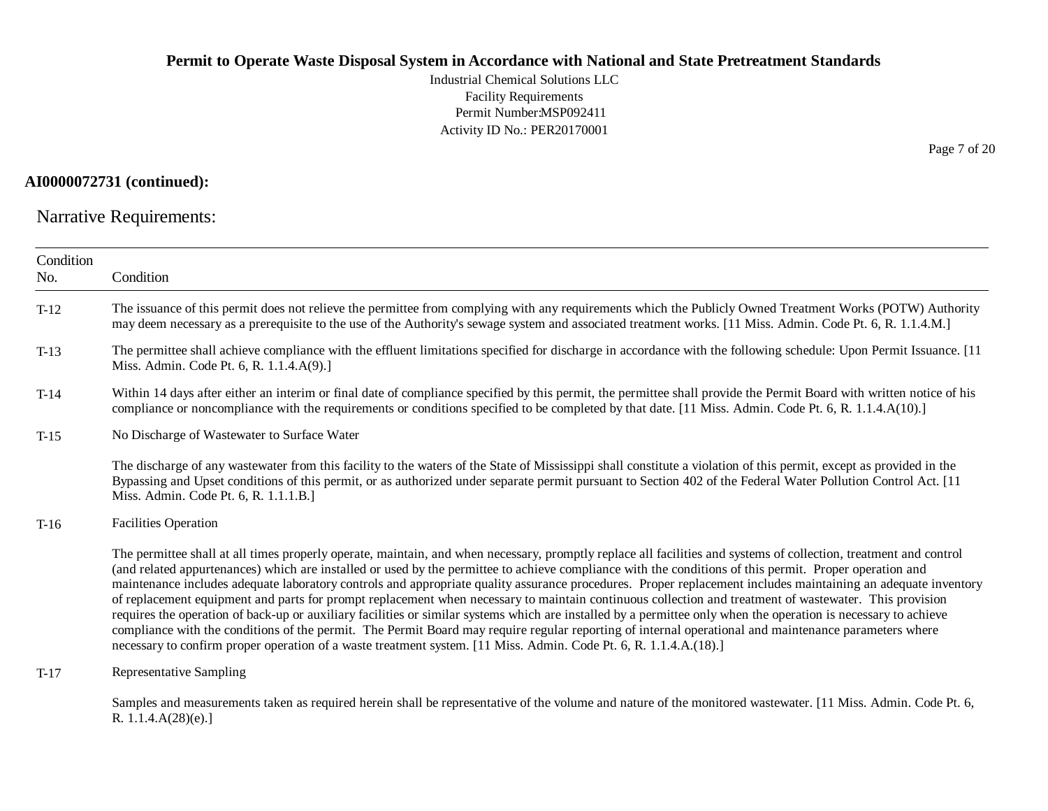**AI0000072731 (continued):**

## Narrative Requirements:

| Condition No. | Condition |
|---|---|
| T-12 | The issuance of this permit does not relieve the permittee from complying with any requirements which the Publicly Owned Treatment Works (POTW) Authority may deem necessary as a prerequisite to the use of the Authority's sewage system and associated treatment works. [11 Miss. Admin. Code Pt. 6, R. 1.1.4.M.] |
| T-13 | The permittee shall achieve compliance with the effluent limitations specified for discharge in accordance with the following schedule: Upon Permit Issuance. [11 Miss. Admin. Code Pt. 6, R. 1.1.4.A(9).] |
| T-14 | Within 14 days after either an interim or final date of compliance specified by this permit, the permittee shall provide the Permit Board with written notice of his compliance or noncompliance with the requirements or conditions specified to be completed by that date. [11 Miss. Admin. Code Pt. 6, R. 1.1.4.A(10).] |
| T-15 | No Discharge of Wastewater to Surface Water<br><br>The discharge of any wastewater from this facility to the waters of the State of Mississippi shall constitute a violation of this permit, except as provided in the Bypassing and Upset conditions of this permit, or as authorized under separate permit pursuant to Section 402 of the Federal Water Pollution Control Act. [11 Miss. Admin. Code Pt. 6, R. 1.1.1.B.] |
| T-16 | Facilities Operation<br><br>The permittee shall at all times properly operate, maintain, and when necessary, promptly replace all facilities and systems of collection, treatment and control (and related appurtenances) which are installed or used by the permittee to achieve compliance with the conditions of this permit. Proper operation and maintenance includes adequate laboratory controls and appropriate quality assurance procedures. Proper replacement includes maintaining an adequate inventory of replacement equipment and parts for prompt replacement when necessary to maintain continuous collection and treatment of wastewater. This provision requires the operation of back-up or auxiliary facilities or similar systems which are installed by a permittee only when the operation is necessary to achieve compliance with the conditions of the permit. The Permit Board may require regular reporting of internal operational and maintenance parameters where necessary to confirm proper operation of a waste treatment system. [11 Miss. Admin. Code Pt. 6, R. 1.1.4.A.(18).] |
| T-17 | Representative Sampling<br><br>Samples and measurements taken as required herein shall be representative of the volume and nature of the monitored wastewater. [11 Miss. Admin. Code Pt. 6, R. 1.1.4.A(28)(e).] |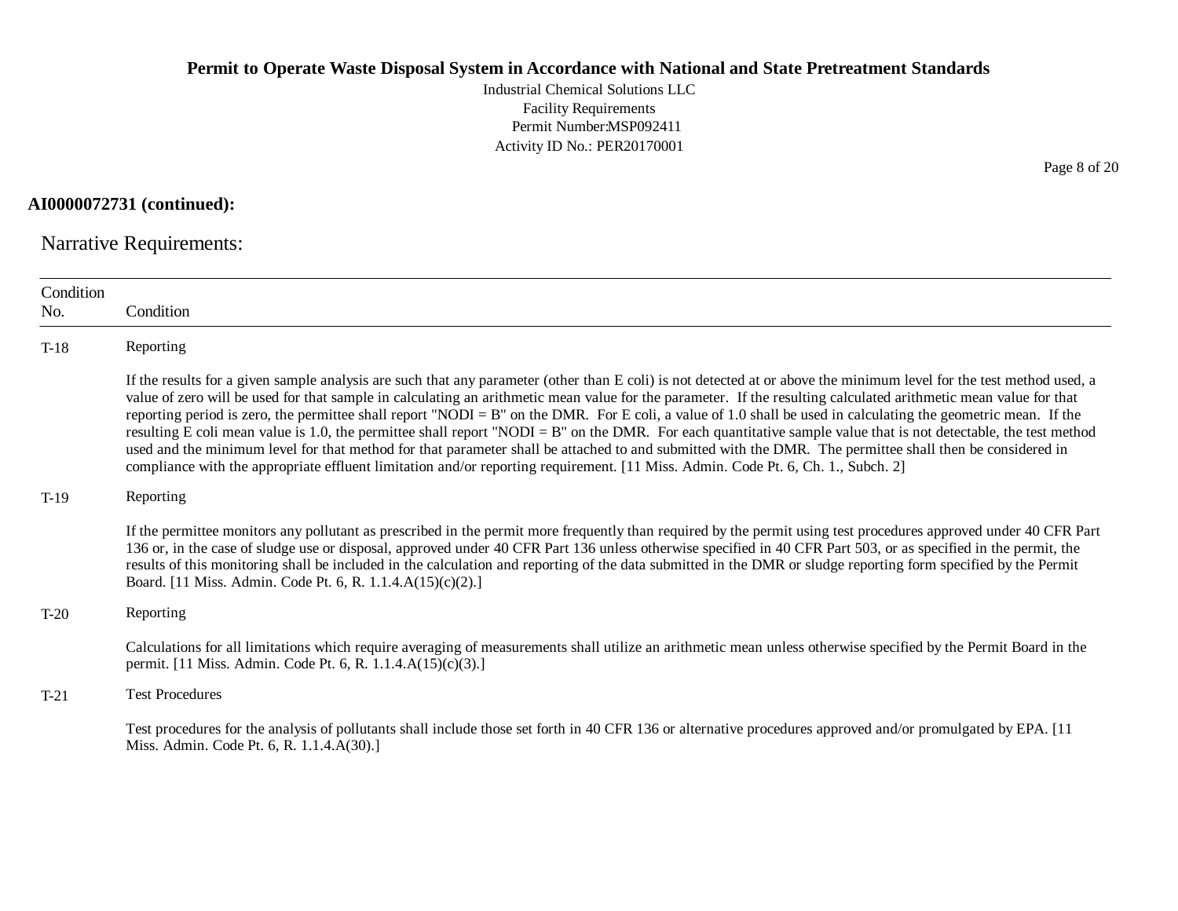**AI0000072731 (continued):**

## Narrative Requirements:

| Condition No. | Condition |
|---|---|
| T-18 | Reporting<br><br>If the results for a given sample analysis are such that any parameter (other than E coli) is not detected at or above the minimum level for the test method used, a value of zero will be used for that sample in calculating an arithmetic mean value for the parameter. If the resulting calculated arithmetic mean value for that reporting period is zero, the permittee shall report "NODI = B" on the DMR. For E coli, a value of 1.0 shall be used in calculating the geometric mean. If the resulting E coli mean value is 1.0, the permittee shall report "NODI = B" on the DMR. For each quantitative sample value that is not detectable, the test method used and the minimum level for that method for that parameter shall be attached to and submitted with the DMR. The permittee shall then be considered in compliance with the appropriate effluent limitation and/or reporting requirement. [11 Miss. Admin. Code Pt. 6, Ch. 1., Subch. 2] |
| T-19 | Reporting<br><br>If the permittee monitors any pollutant as prescribed in the permit more frequently than required by the permit using test procedures approved under 40 CFR Part 136 or, in the case of sludge use or disposal, approved under 40 CFR Part 136 unless otherwise specified in 40 CFR Part 503, or as specified in the permit, the results of this monitoring shall be included in the calculation and reporting of the data submitted in the DMR or sludge reporting form specified by the Permit Board. [11 Miss. Admin. Code Pt. 6, R. 1.1.4.A(15)(c)(2).] |
| T-20 | Reporting<br><br>Calculations for all limitations which require averaging of measurements shall utilize an arithmetic mean unless otherwise specified by the Permit Board in the permit. [11 Miss. Admin. Code Pt. 6, R. 1.1.4.A(15)(c)(3).] |
| T-21 | Test Procedures<br><br>Test procedures for the analysis of pollutants shall include those set forth in 40 CFR 136 or alternative procedures approved and/or promulgated by EPA. [11 Miss. Admin. Code Pt. 6, R. 1.1.4.A(30).] |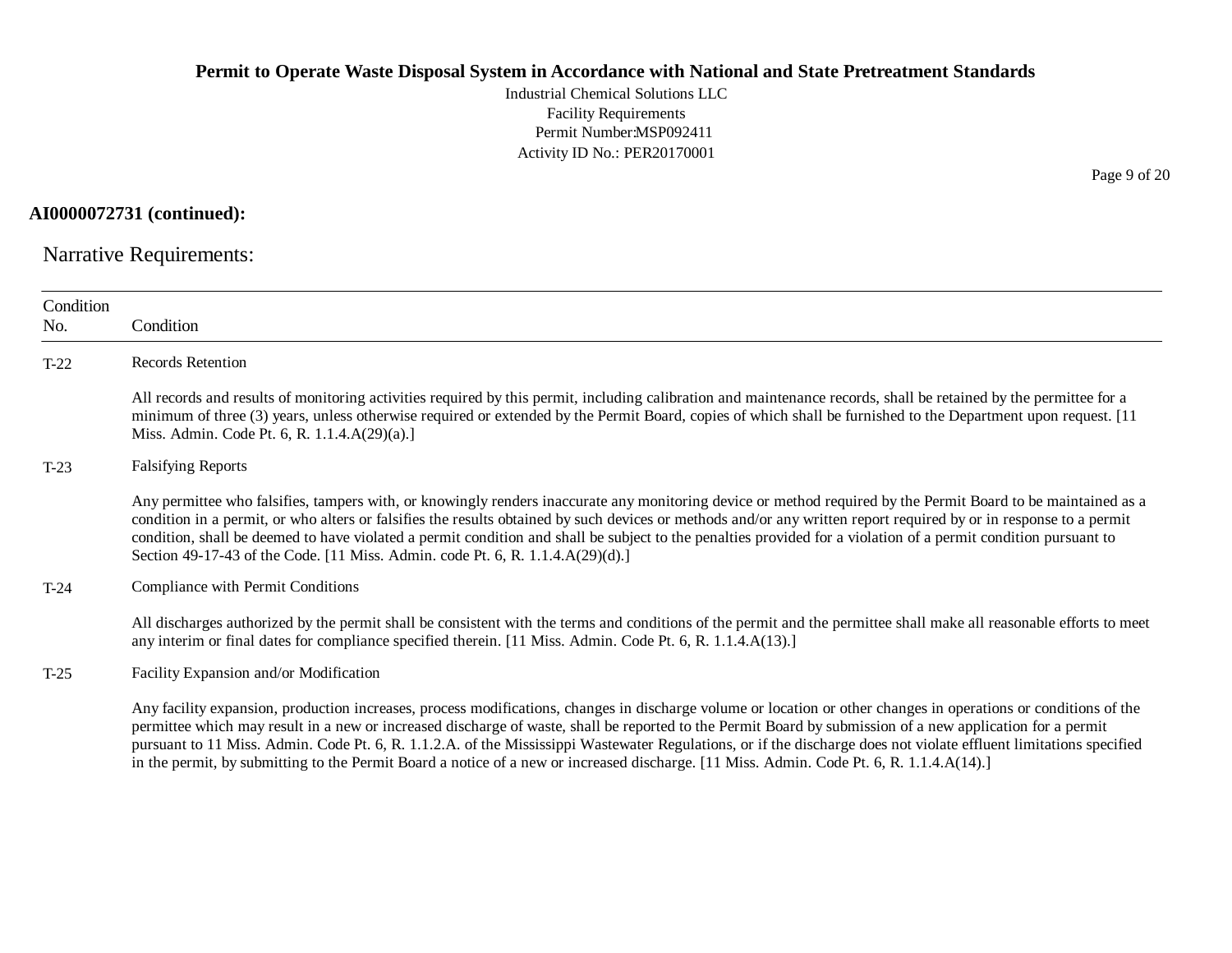**AI0000072731 (continued):**

## Narrative Requirements:

| Condition No. | Condition |
|---|---|
| T-22 | Records Retention<br><br>All records and results of monitoring activities required by this permit, including calibration and maintenance records, shall be retained by the permittee for a minimum of three (3) years, unless otherwise required or extended by the Permit Board, copies of which shall be furnished to the Department upon request. [11 Miss. Admin. Code Pt. 6, R. 1.1.4.A(29)(a).] |
| T-23 | Falsifying Reports<br><br>Any permittee who falsifies, tampers with, or knowingly renders inaccurate any monitoring device or method required by the Permit Board to be maintained as a condition in a permit, or who alters or falsifies the results obtained by such devices or methods and/or any written report required by or in response to a permit condition, shall be deemed to have violated a permit condition and shall be subject to the penalties provided for a violation of a permit condition pursuant to Section 49-17-43 of the Code. [11 Miss. Admin. code Pt. 6, R. 1.1.4.A(29)(d).] |
| T-24 | Compliance with Permit Conditions<br><br>All discharges authorized by the permit shall be consistent with the terms and conditions of the permit and the permittee shall make all reasonable efforts to meet any interim or final dates for compliance specified therein. [11 Miss. Admin. Code Pt. 6, R. 1.1.4.A(13).] |
| T-25 | Facility Expansion and/or Modification<br><br>Any facility expansion, production increases, process modifications, changes in discharge volume or location or other changes in operations or conditions of the permittee which may result in a new or increased discharge of waste, shall be reported to the Permit Board by submission of a new application for a permit pursuant to 11 Miss. Admin. Code Pt. 6, R. 1.1.2.A. of the Mississippi Wastewater Regulations, or if the discharge does not violate effluent limitations specified in the permit, by submitting to the Permit Board a notice of a new or increased discharge. [11 Miss. Admin. Code Pt. 6, R. 1.1.4.A(14).] |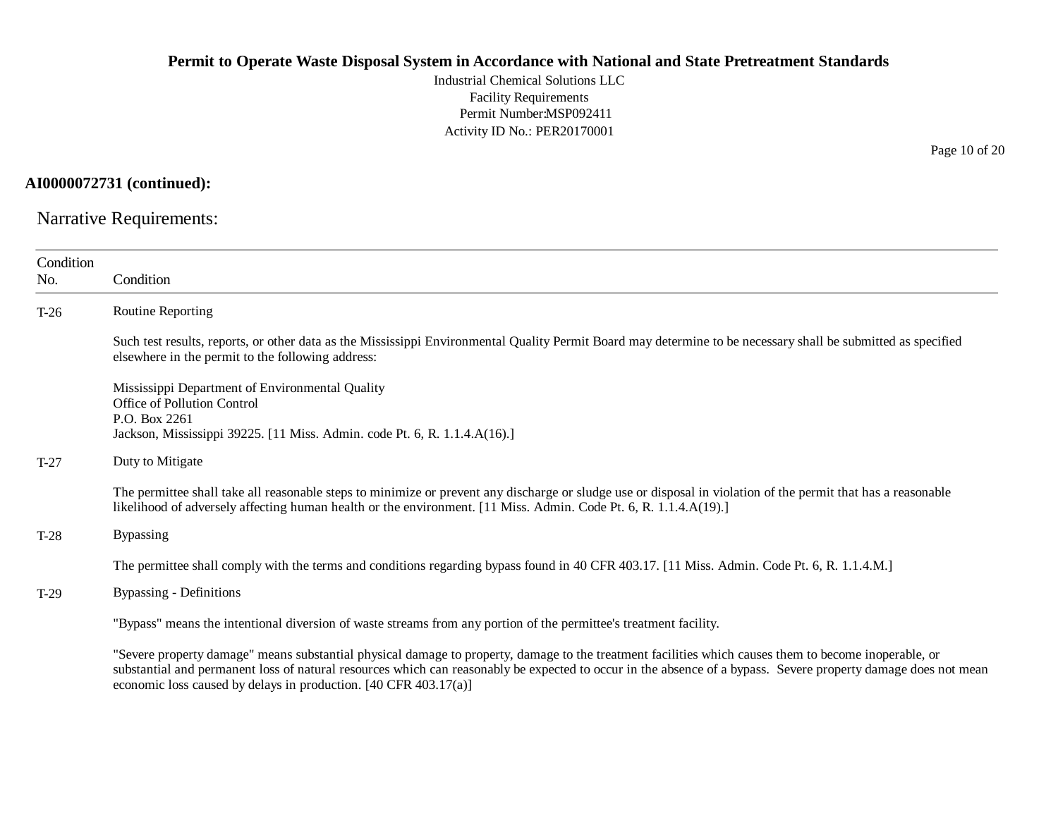**AI0000072731 (continued):**

## Narrative Requirements:

| Condition No. | Condition |
|---|---|
| T-26 | Routine Reporting<br><br>Such test results, reports, or other data as the Mississippi Environmental Quality Permit Board may determine to be necessary shall be submitted as specified elsewhere in the permit to the following address:<br><br>Mississippi Department of Environmental Quality<br>Office of Pollution Control<br>P.O. Box 2261<br>Jackson, Mississippi 39225. [11 Miss. Admin. code Pt. 6, R. 1.1.4.A(16).] |
| T-27 | Duty to Mitigate<br><br>The permittee shall take all reasonable steps to minimize or prevent any discharge or sludge use or disposal in violation of the permit that has a reasonable likelihood of adversely affecting human health or the environment. [11 Miss. Admin. Code Pt. 6, R. 1.1.4.A(19).] |
| T-28 | Bypassing<br><br>The permittee shall comply with the terms and conditions regarding bypass found in 40 CFR 403.17. [11 Miss. Admin. Code Pt. 6, R. 1.1.4.M.] |
| T-29 | Bypassing - Definitions<br><br>"Bypass" means the intentional diversion of waste streams from any portion of the permittee's treatment facility.<br><br>"Severe property damage" means substantial physical damage to property, damage to the treatment facilities which causes them to become inoperable, or substantial and permanent loss of natural resources which can reasonably be expected to occur in the absence of a bypass. Severe property damage does not mean economic loss caused by delays in production. [40 CFR 403.17(a)] |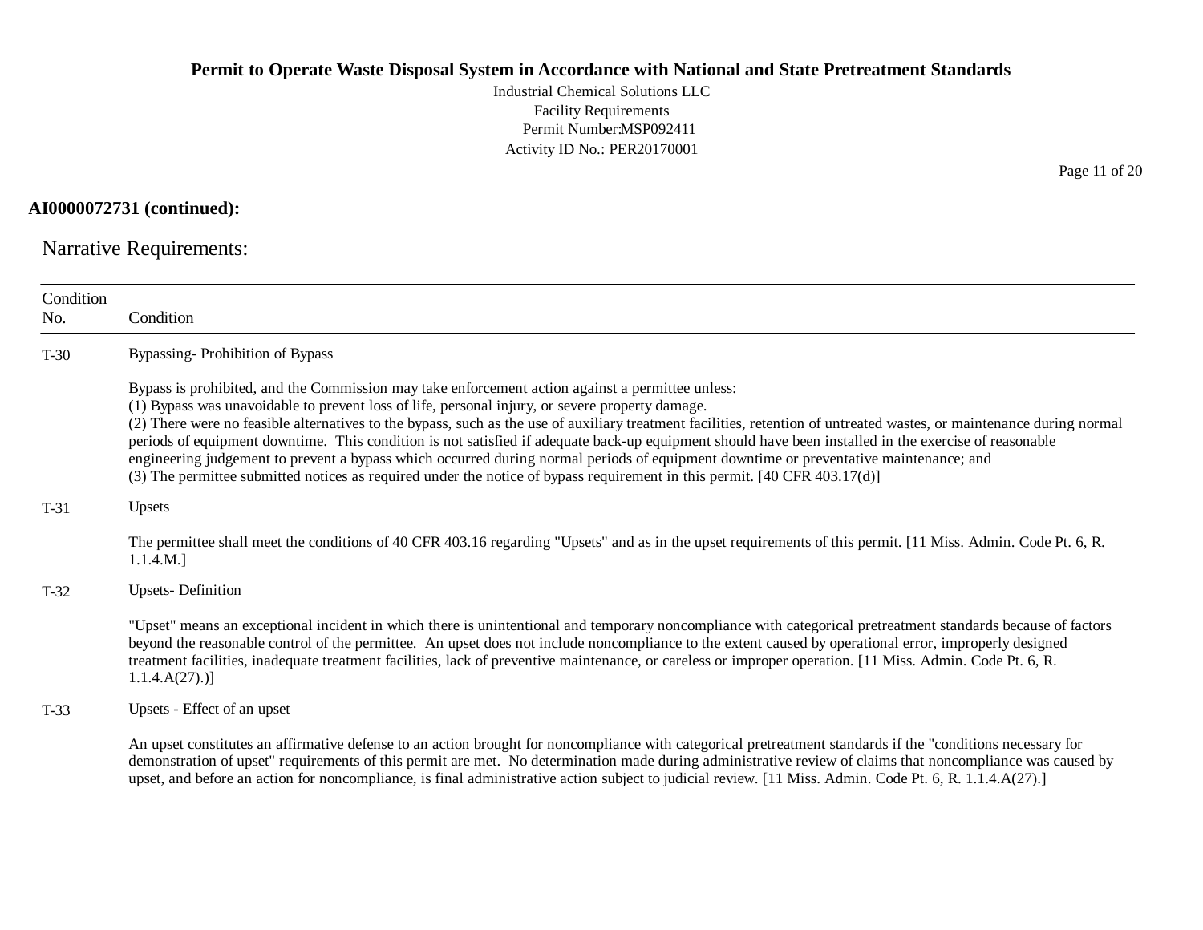**AI0000072731 (continued):**

## Narrative Requirements:

| Condition No. | Condition |
|---|---|
| T-30 | Bypassing- Prohibition of Bypass<br><br>Bypass is prohibited, and the Commission may take enforcement action against a permittee unless:<br>(1) Bypass was unavoidable to prevent loss of life, personal injury, or severe property damage.<br>(2) There were no feasible alternatives to the bypass, such as the use of auxiliary treatment facilities, retention of untreated wastes, or maintenance during normal periods of equipment downtime. This condition is not satisfied if adequate back-up equipment should have been installed in the exercise of reasonable engineering judgement to prevent a bypass which occurred during normal periods of equipment downtime or preventative maintenance; and<br>(3) The permittee submitted notices as required under the notice of bypass requirement in this permit. [40 CFR 403.17(d)] |
| T-31 | Upsets<br><br>The permittee shall meet the conditions of 40 CFR 403.16 regarding "Upsets" and as in the upset requirements of this permit. [11 Miss. Admin. Code Pt. 6, R. 1.1.4.M.] |
| T-32 | Upsets- Definition<br><br>"Upset" means an exceptional incident in which there is unintentional and temporary noncompliance with categorical pretreatment standards because of factors beyond the reasonable control of the permittee. An upset does not include noncompliance to the extent caused by operational error, improperly designed treatment facilities, inadequate treatment facilities, lack of preventive maintenance, or careless or improper operation. [11 Miss. Admin. Code Pt. 6, R. 1.1.4.A(27).)] |
| T-33 | Upsets - Effect of an upset<br><br>An upset constitutes an affirmative defense to an action brought for noncompliance with categorical pretreatment standards if the "conditions necessary for demonstration of upset" requirements of this permit are met. No determination made during administrative review of claims that noncompliance was caused by upset, and before an action for noncompliance, is final administrative action subject to judicial review. [11 Miss. Admin. Code Pt. 6, R. 1.1.4.A(27).] |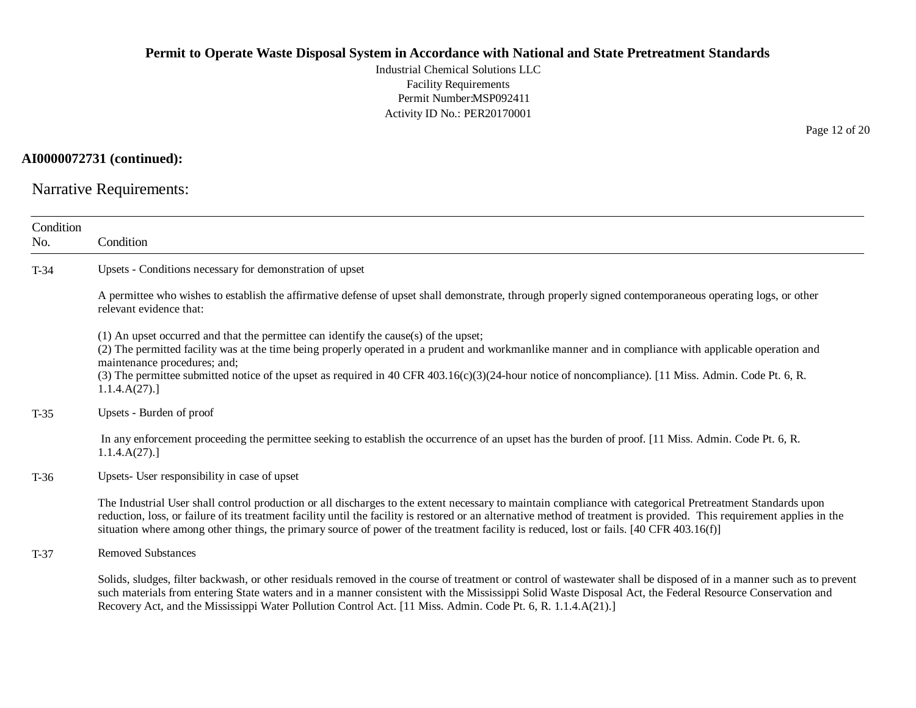**AI0000072731 (continued):**

## Narrative Requirements:

| Condition No. | Condition |
|---|---|
| T-34 | Upsets - Conditions necessary for demonstration of upset<br><br>A permittee who wishes to establish the affirmative defense of upset shall demonstrate, through properly signed contemporaneous operating logs, or other relevant evidence that:<br><br>(1) An upset occurred and that the permittee can identify the cause(s) of the upset;<br>(2) The permitted facility was at the time being properly operated in a prudent and workmanlike manner and in compliance with applicable operation and maintenance procedures; and;<br>(3) The permittee submitted notice of the upset as required in 40 CFR 403.16(c)(3)(24-hour notice of noncompliance). [11 Miss. Admin. Code Pt. 6, R. 1.1.4.A(27).] |
| T-35 | Upsets - Burden of proof<br><br>In any enforcement proceeding the permittee seeking to establish the occurrence of an upset has the burden of proof. [11 Miss. Admin. Code Pt. 6, R. 1.1.4.A(27).] |
| T-36 | Upsets- User responsibility in case of upset<br><br>The Industrial User shall control production or all discharges to the extent necessary to maintain compliance with categorical Pretreatment Standards upon reduction, loss, or failure of its treatment facility until the facility is restored or an alternative method of treatment is provided. This requirement applies in the situation where among other things, the primary source of power of the treatment facility is reduced, lost or fails. [40 CFR 403.16(f)] |
| T-37 | Removed Substances<br><br>Solids, sludges, filter backwash, or other residuals removed in the course of treatment or control of wastewater shall be disposed of in a manner such as to prevent such materials from entering State waters and in a manner consistent with the Mississippi Solid Waste Disposal Act, the Federal Resource Conservation and Recovery Act, and the Mississippi Water Pollution Control Act. [11 Miss. Admin. Code Pt. 6, R. 1.1.4.A(21).] |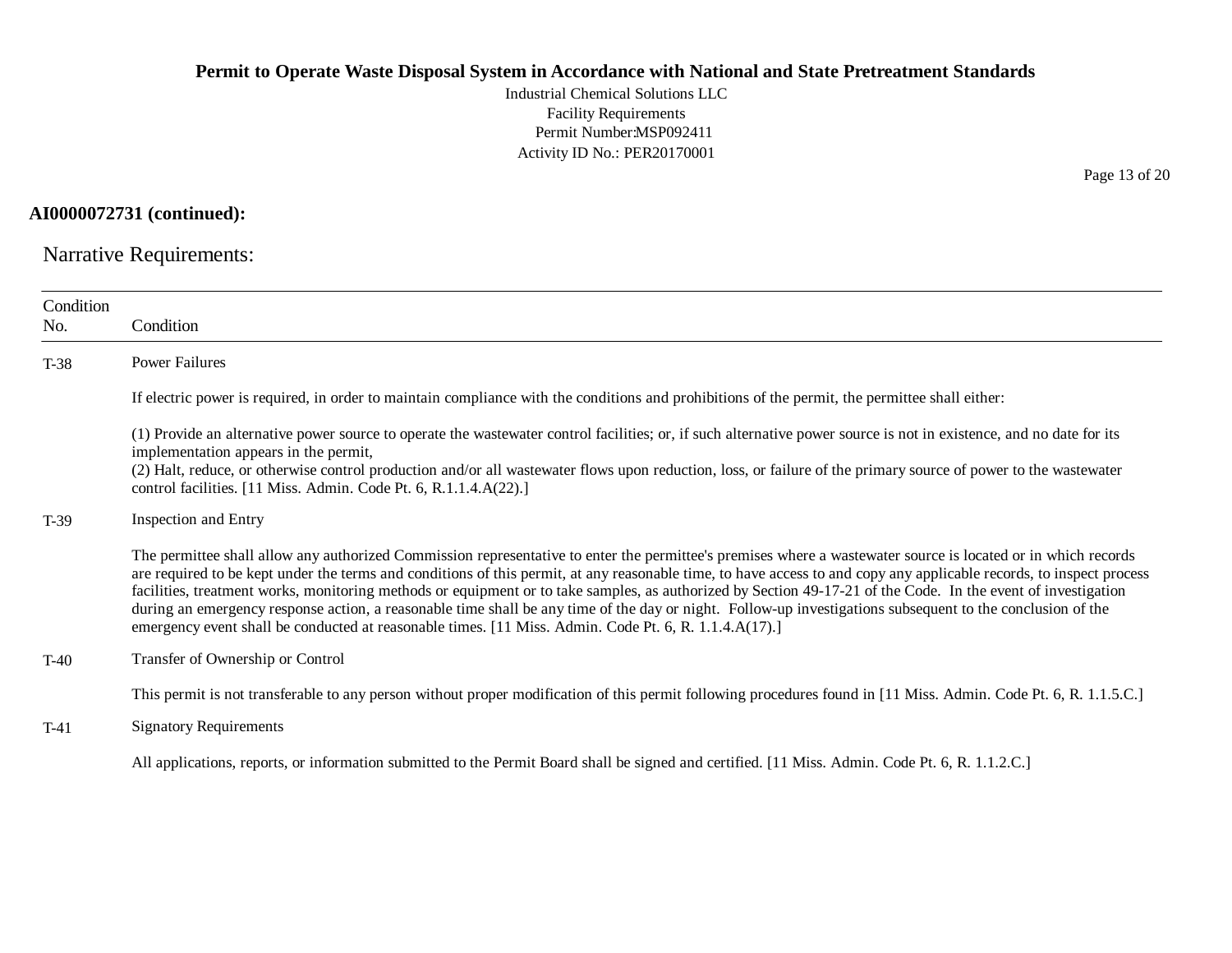**AI0000072731 (continued):**

## Narrative Requirements:

| Condition No. | Condition |
|---|---|
| T-38 | Power Failures<br><br>If electric power is required, in order to maintain compliance with the conditions and prohibitions of the permit, the permittee shall either:<br><br>(1) Provide an alternative power source to operate the wastewater control facilities; or, if such alternative power source is not in existence, and no date for its implementation appears in the permit,<br>(2) Halt, reduce, or otherwise control production and/or all wastewater flows upon reduction, loss, or failure of the primary source of power to the wastewater control facilities. [11 Miss. Admin. Code Pt. 6, R.1.1.4.A(22).] |
| T-39 | Inspection and Entry<br><br>The permittee shall allow any authorized Commission representative to enter the permittee's premises where a wastewater source is located or in which records are required to be kept under the terms and conditions of this permit, at any reasonable time, to have access to and copy any applicable records, to inspect process facilities, treatment works, monitoring methods or equipment or to take samples, as authorized by Section 49-17-21 of the Code. In the event of investigation during an emergency response action, a reasonable time shall be any time of the day or night. Follow-up investigations subsequent to the conclusion of the emergency event shall be conducted at reasonable times. [11 Miss. Admin. Code Pt. 6, R. 1.1.4.A(17).] |
| T-40 | Transfer of Ownership or Control<br><br>This permit is not transferable to any person without proper modification of this permit following procedures found in [11 Miss. Admin. Code Pt. 6, R. 1.1.5.C.] |
| T-41 | Signatory Requirements<br><br>All applications, reports, or information submitted to the Permit Board shall be signed and certified. [11 Miss. Admin. Code Pt. 6, R. 1.1.2.C.] |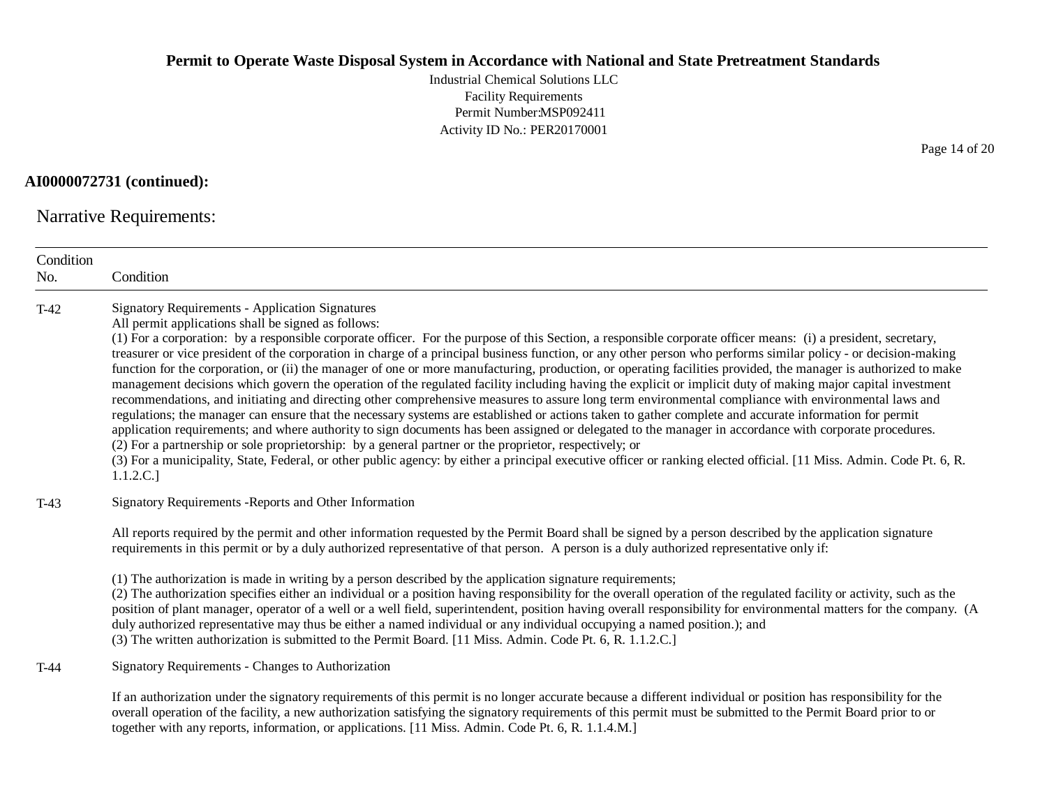**AI0000072731 (continued):**

## Narrative Requirements:

| Condition No. | Condition |
|---|---|
| T-42 | Signatory Requirements - Application Signatures<br>All permit applications shall be signed as follows:<br>(1) For a corporation: by a responsible corporate officer. For the purpose of this Section, a responsible corporate officer means: (i) a president, secretary, treasurer or vice president of the corporation in charge of a principal business function, or any other person who performs similar policy - or decision-making function for the corporation, or (ii) the manager of one or more manufacturing, production, or operating facilities provided, the manager is authorized to make management decisions which govern the operation of the regulated facility including having the explicit or implicit duty of making major capital investment recommendations, and initiating and directing other comprehensive measures to assure long term environmental compliance with environmental laws and regulations; the manager can ensure that the necessary systems are established or actions taken to gather complete and accurate information for permit application requirements; and where authority to sign documents has been assigned or delegated to the manager in accordance with corporate procedures.<br>(2) For a partnership or sole proprietorship: by a general partner or the proprietor, respectively; or<br>(3) For a municipality, State, Federal, or other public agency: by either a principal executive officer or ranking elected official. [11 Miss. Admin. Code Pt. 6, R. 1.1.2.C.] |
| T-43 | Signatory Requirements -Reports and Other Information<br><br>All reports required by the permit and other information requested by the Permit Board shall be signed by a person described by the application signature requirements in this permit or by a duly authorized representative of that person. A person is a duly authorized representative only if:<br><br>(1) The authorization is made in writing by a person described by the application signature requirements;<br>(2) The authorization specifies either an individual or a position having responsibility for the overall operation of the regulated facility or activity, such as the position of plant manager, operator of a well or a well field, superintendent, position having overall responsibility for environmental matters for the company. (A duly authorized representative may thus be either a named individual or any individual occupying a named position.); and<br>(3) The written authorization is submitted to the Permit Board. [11 Miss. Admin. Code Pt. 6, R. 1.1.2.C.] |
| T-44 | Signatory Requirements - Changes to Authorization<br><br>If an authorization under the signatory requirements of this permit is no longer accurate because a different individual or position has responsibility for the overall operation of the facility, a new authorization satisfying the signatory requirements of this permit must be submitted to the Permit Board prior to or together with any reports, information, or applications. [11 Miss. Admin. Code Pt. 6, R. 1.1.4.M.] |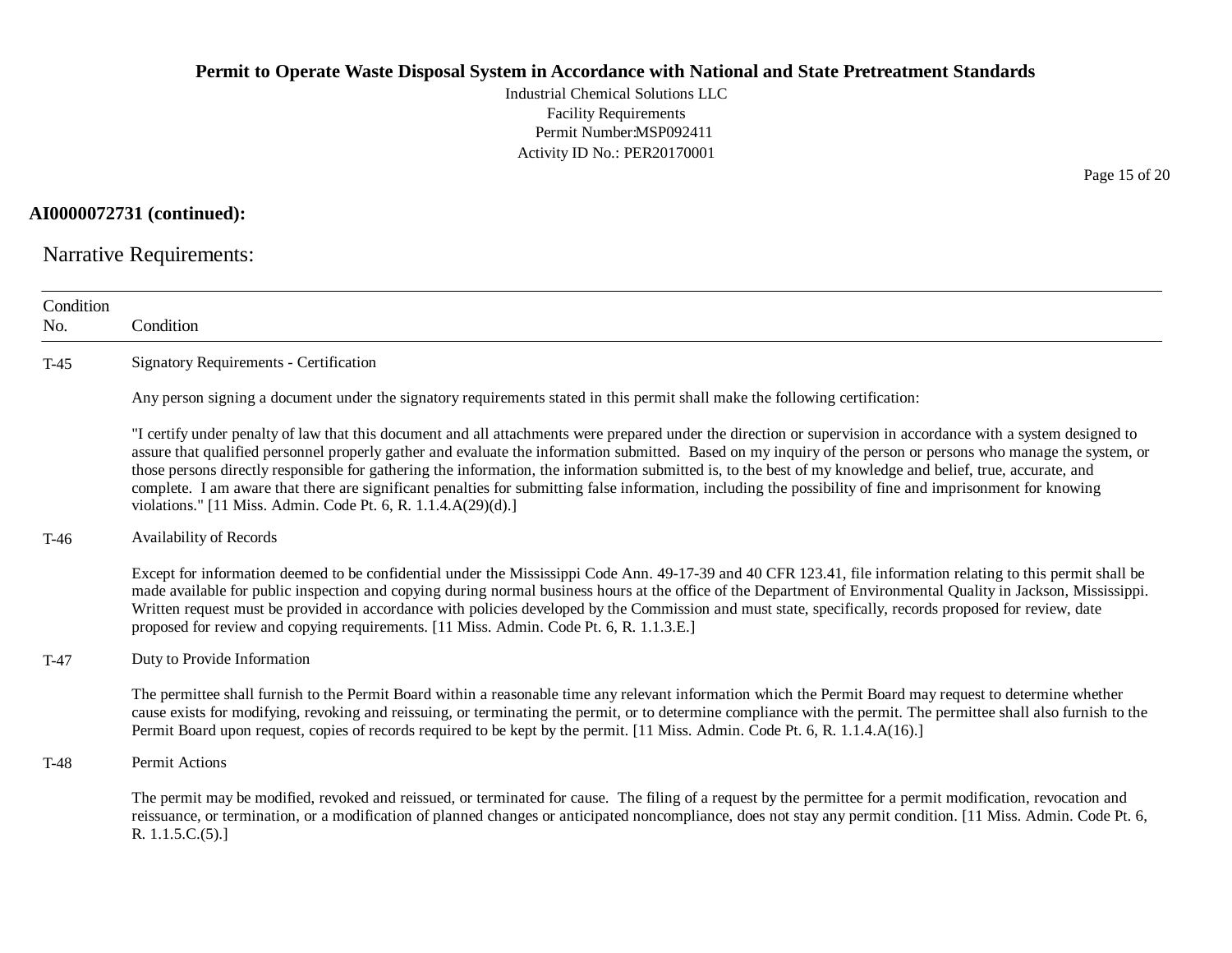**AI0000072731 (continued):**

## Narrative Requirements:

| Condition No. | Condition |
|---|---|
| T-45 | Signatory Requirements - Certification<br><br>Any person signing a document under the signatory requirements stated in this permit shall make the following certification:<br><br>"I certify under penalty of law that this document and all attachments were prepared under the direction or supervision in accordance with a system designed to assure that qualified personnel properly gather and evaluate the information submitted. Based on my inquiry of the person or persons who manage the system, or those persons directly responsible for gathering the information, the information submitted is, to the best of my knowledge and belief, true, accurate, and complete. I am aware that there are significant penalties for submitting false information, including the possibility of fine and imprisonment for knowing violations." [11 Miss. Admin. Code Pt. 6, R. 1.1.4.A(29)(d).] |
| T-46 | Availability of Records<br><br>Except for information deemed to be confidential under the Mississippi Code Ann. 49-17-39 and 40 CFR 123.41, file information relating to this permit shall be made available for public inspection and copying during normal business hours at the office of the Department of Environmental Quality in Jackson, Mississippi. Written request must be provided in accordance with policies developed by the Commission and must state, specifically, records proposed for review, date proposed for review and copying requirements. [11 Miss. Admin. Code Pt. 6, R. 1.1.3.E.] |
| T-47 | Duty to Provide Information<br><br>The permittee shall furnish to the Permit Board within a reasonable time any relevant information which the Permit Board may request to determine whether cause exists for modifying, revoking and reissuing, or terminating the permit, or to determine compliance with the permit. The permittee shall also furnish to the Permit Board upon request, copies of records required to be kept by the permit. [11 Miss. Admin. Code Pt. 6, R. 1.1.4.A(16).] |
| T-48 | Permit Actions<br><br>The permit may be modified, revoked and reissued, or terminated for cause. The filing of a request by the permittee for a permit modification, revocation and reissuance, or termination, or a modification of planned changes or anticipated noncompliance, does not stay any permit condition. [11 Miss. Admin. Code Pt. 6, R. 1.1.5.C.(5).] |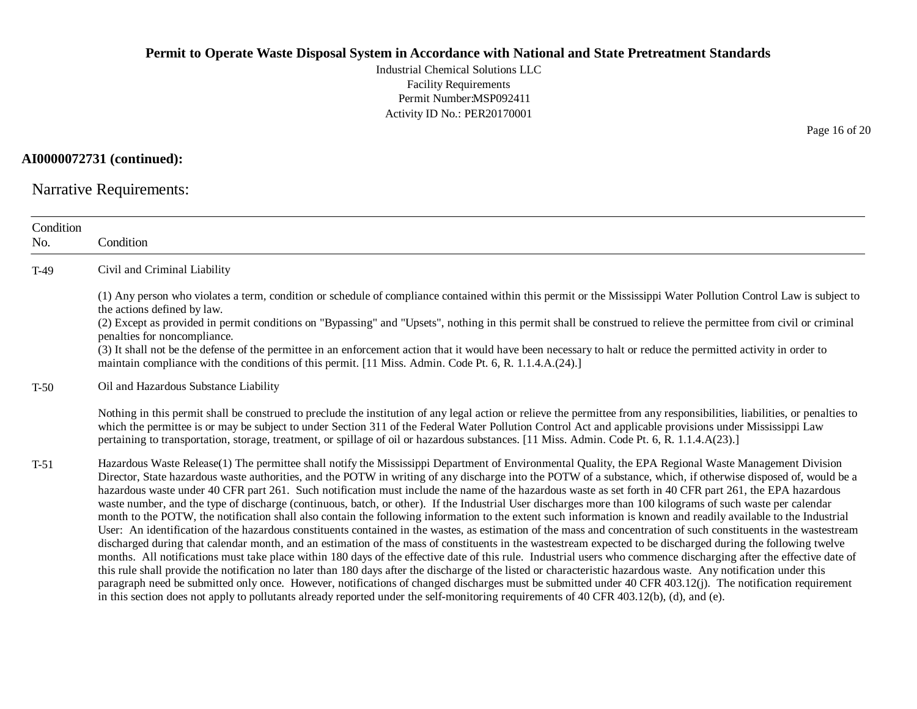**AI0000072731 (continued):**

## Narrative Requirements:

| Condition No. | Condition |
|---|---|
| T-49 | Civil and Criminal Liability<br><br>(1) Any person who violates a term, condition or schedule of compliance contained within this permit or the Mississippi Water Pollution Control Law is subject to the actions defined by law.<br>(2) Except as provided in permit conditions on "Bypassing" and "Upsets", nothing in this permit shall be construed to relieve the permittee from civil or criminal penalties for noncompliance.<br>(3) It shall not be the defense of the permittee in an enforcement action that it would have been necessary to halt or reduce the permitted activity in order to maintain compliance with the conditions of this permit. [11 Miss. Admin. Code Pt. 6, R. 1.1.4.A.(24).] |
| T-50 | Oil and Hazardous Substance Liability<br><br>Nothing in this permit shall be construed to preclude the institution of any legal action or relieve the permittee from any responsibilities, liabilities, or penalties to which the permittee is or may be subject to under Section 311 of the Federal Water Pollution Control Act and applicable provisions under Mississippi Law pertaining to transportation, storage, treatment, or spillage of oil or hazardous substances. [11 Miss. Admin. Code Pt. 6, R. 1.1.4.A(23).] |
| T-51 | Hazardous Waste Release(1) The permittee shall notify the Mississippi Department of Environmental Quality, the EPA Regional Waste Management Division Director, State hazardous waste authorities, and the POTW in writing of any discharge into the POTW of a substance, which, if otherwise disposed of, would be a hazardous waste under 40 CFR part 261. Such notification must include the name of the hazardous waste as set forth in 40 CFR part 261, the EPA hazardous waste number, and the type of discharge (continuous, batch, or other). If the Industrial User discharges more than 100 kilograms of such waste per calendar month to the POTW, the notification shall also contain the following information to the extent such information is known and readily available to the Industrial User: An identification of the hazardous constituents contained in the wastes, as estimation of the mass and concentration of such constituents in the wastestream discharged during that calendar month, and an estimation of the mass of constituents in the wastestream expected to be discharged during the following twelve months. All notifications must take place within 180 days of the effective date of this rule. Industrial users who commence discharging after the effective date of this rule shall provide the notification no later than 180 days after the discharge of the listed or characteristic hazardous waste. Any notification under this paragraph need be submitted only once. However, notifications of changed discharges must be submitted under 40 CFR 403.12(j). The notification requirement in this section does not apply to pollutants already reported under the self-monitoring requirements of 40 CFR 403.12(b), (d), and (e). |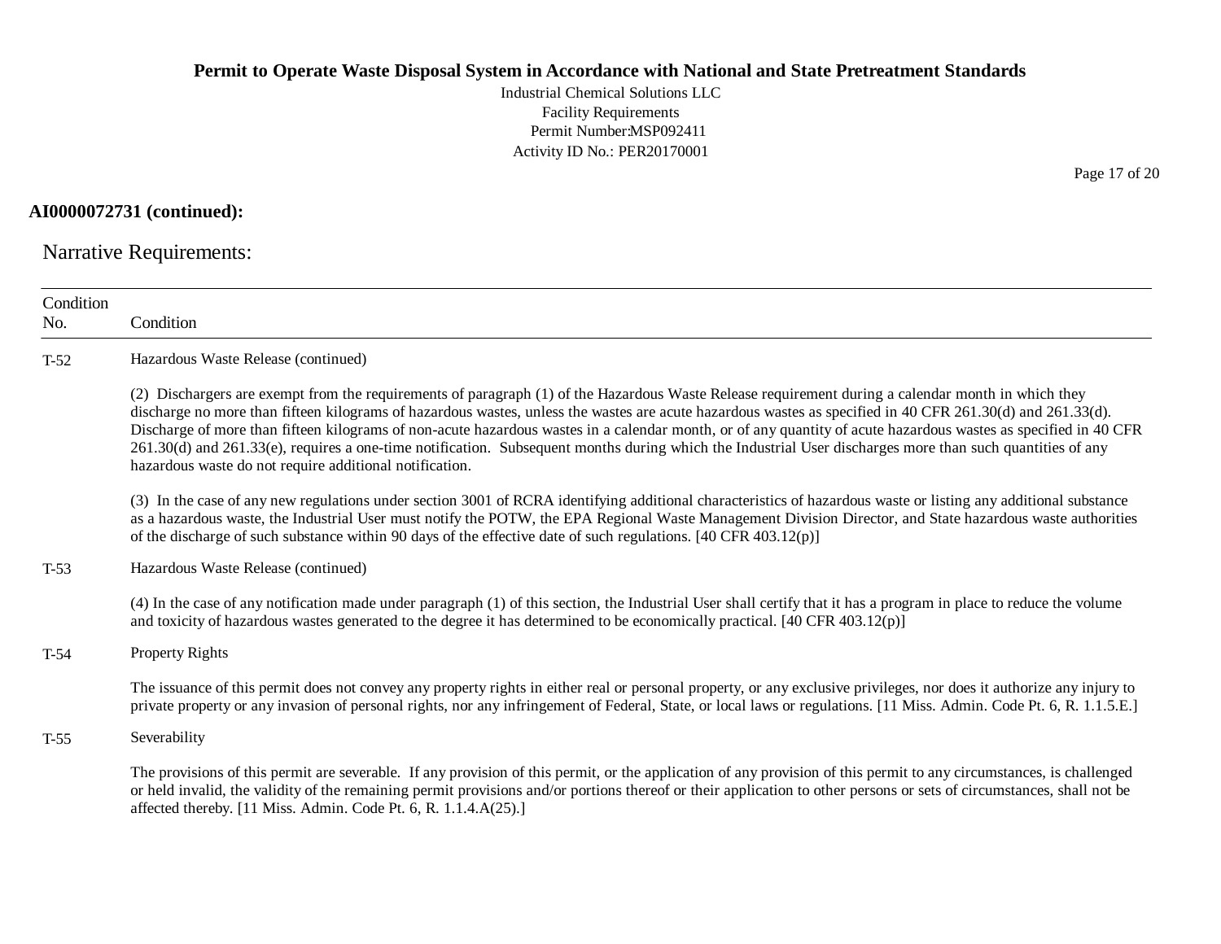**AI0000072731 (continued):**

## Narrative Requirements:

| Condition No. | Condition |
|---|---|
| T-52 | Hazardous Waste Release (continued)<br><br>(2) Dischargers are exempt from the requirements of paragraph (1) of the Hazardous Waste Release requirement during a calendar month in which they discharge no more than fifteen kilograms of hazardous wastes, unless the wastes are acute hazardous wastes as specified in 40 CFR 261.30(d) and 261.33(d). Discharge of more than fifteen kilograms of non-acute hazardous wastes in a calendar month, or of any quantity of acute hazardous wastes as specified in 40 CFR 261.30(d) and 261.33(e), requires a one-time notification. Subsequent months during which the Industrial User discharges more than such quantities of any hazardous waste do not require additional notification.<br><br>(3) In the case of any new regulations under section 3001 of RCRA identifying additional characteristics of hazardous waste or listing any additional substance as a hazardous waste, the Industrial User must notify the POTW, the EPA Regional Waste Management Division Director, and State hazardous waste authorities of the discharge of such substance within 90 days of the effective date of such regulations. [40 CFR 403.12(p)] |
| T-53 | Hazardous Waste Release (continued)<br><br>(4) In the case of any notification made under paragraph (1) of this section, the Industrial User shall certify that it has a program in place to reduce the volume and toxicity of hazardous wastes generated to the degree it has determined to be economically practical. [40 CFR 403.12(p)] |
| T-54 | Property Rights<br><br>The issuance of this permit does not convey any property rights in either real or personal property, or any exclusive privileges, nor does it authorize any injury to private property or any invasion of personal rights, nor any infringement of Federal, State, or local laws or regulations. [11 Miss. Admin. Code Pt. 6, R. 1.1.5.E.] |
| T-55 | Severability<br><br>The provisions of this permit are severable. If any provision of this permit, or the application of any provision of this permit to any circumstances, is challenged or held invalid, the validity of the remaining permit provisions and/or portions thereof or their application to other persons or sets of circumstances, shall not be affected thereby. [11 Miss. Admin. Code Pt. 6, R. 1.1.4.A(25).] |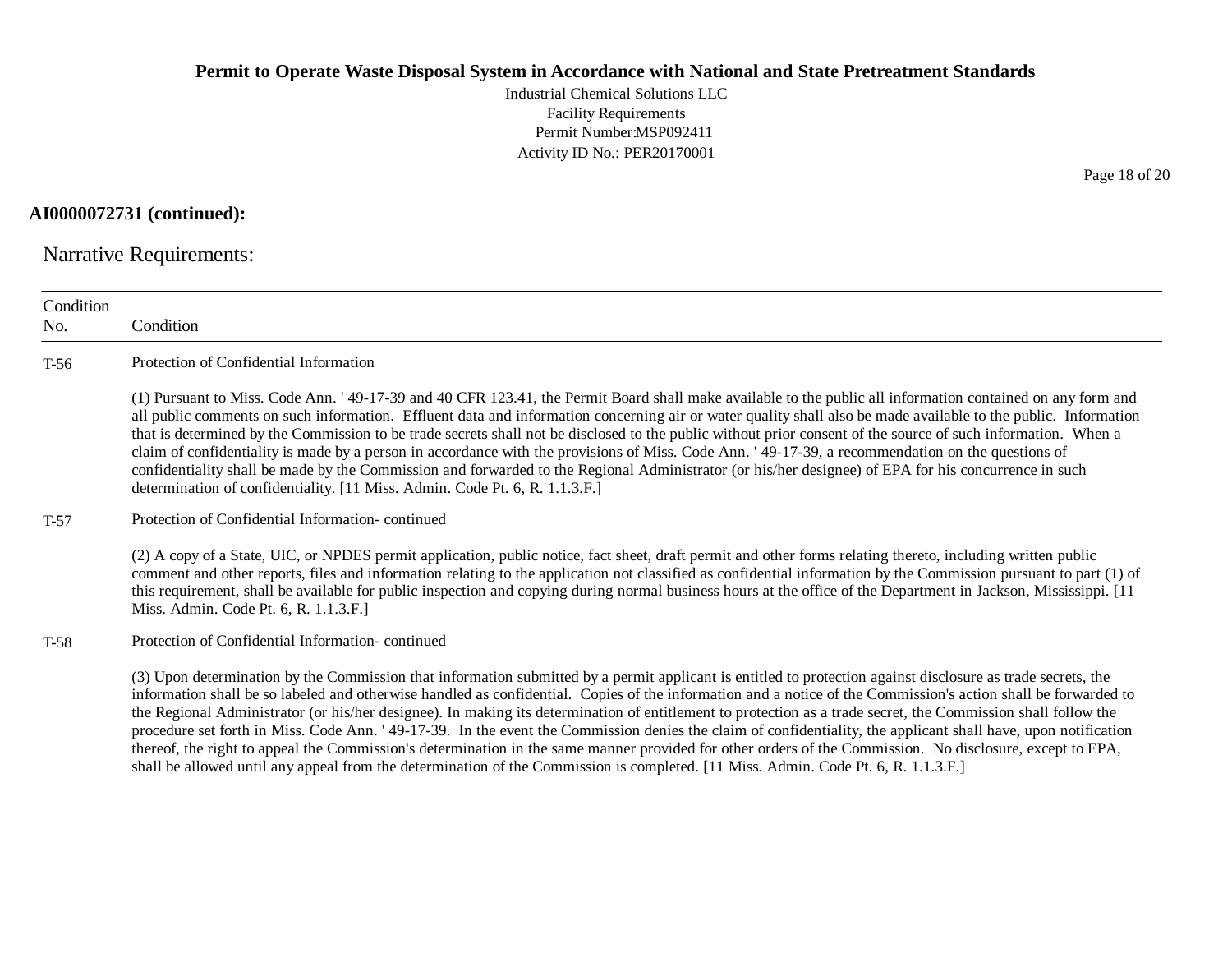**AI0000072731 (continued):**

## Narrative Requirements:

| Condition No. | Condition |
|---|---|
| T-56 | Protection of Confidential Information<br><br>(1) Pursuant to Miss. Code Ann. ' 49-17-39 and 40 CFR 123.41, the Permit Board shall make available to the public all information contained on any form and all public comments on such information. Effluent data and information concerning air or water quality shall also be made available to the public. Information that is determined by the Commission to be trade secrets shall not be disclosed to the public without prior consent of the source of such information. When a claim of confidentiality is made by a person in accordance with the provisions of Miss. Code Ann. ' 49-17-39, a recommendation on the questions of confidentiality shall be made by the Commission and forwarded to the Regional Administrator (or his/her designee) of EPA for his concurrence in such determination of confidentiality. [11 Miss. Admin. Code Pt. 6, R. 1.1.3.F.] |
| T-57 | Protection of Confidential Information- continued<br><br>(2) A copy of a State, UIC, or NPDES permit application, public notice, fact sheet, draft permit and other forms relating thereto, including written public comment and other reports, files and information relating to the application not classified as confidential information by the Commission pursuant to part (1) of this requirement, shall be available for public inspection and copying during normal business hours at the office of the Department in Jackson, Mississippi. [11 Miss. Admin. Code Pt. 6, R. 1.1.3.F.] |
| T-58 | Protection of Confidential Information- continued<br><br>(3) Upon determination by the Commission that information submitted by a permit applicant is entitled to protection against disclosure as trade secrets, the information shall be so labeled and otherwise handled as confidential. Copies of the information and a notice of the Commission's action shall be forwarded to the Regional Administrator (or his/her designee). In making its determination of entitlement to protection as a trade secret, the Commission shall follow the procedure set forth in Miss. Code Ann. ' 49-17-39. In the event the Commission denies the claim of confidentiality, the applicant shall have, upon notification thereof, the right to appeal the Commission's determination in the same manner provided for other orders of the Commission. No disclosure, except to EPA, shall be allowed until any appeal from the determination of the Commission is completed. [11 Miss. Admin. Code Pt. 6, R. 1.1.3.F.] |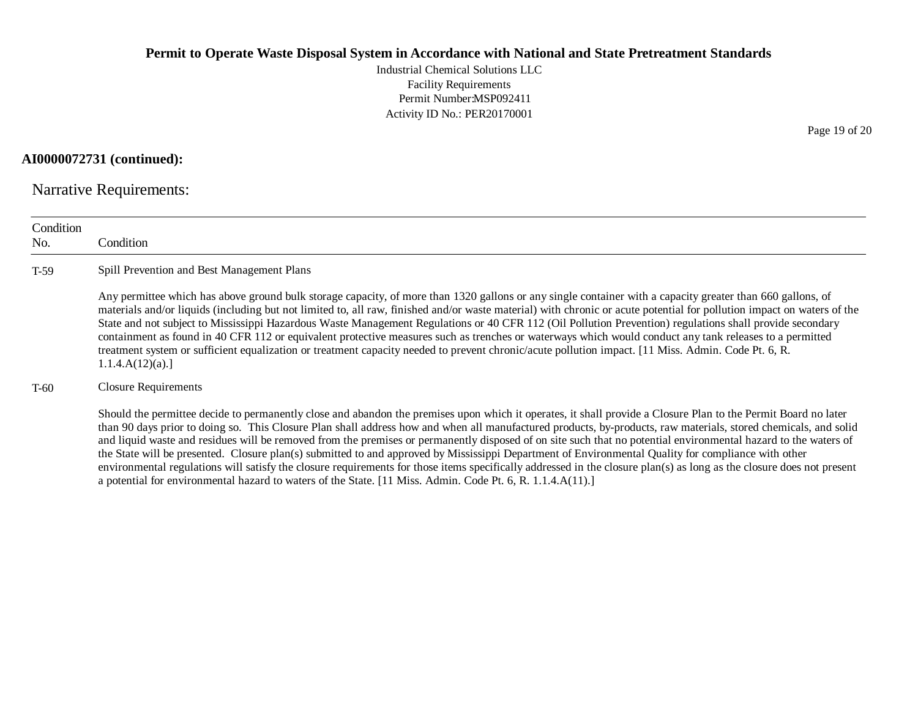**AI0000072731 (continued):**

## Narrative Requirements:

| Condition No. | Condition |
|---|---|
| T-59 | Spill Prevention and Best Management Plans<br><br>Any permittee which has above ground bulk storage capacity, of more than 1320 gallons or any single container with a capacity greater than 660 gallons, of materials and/or liquids (including but not limited to, all raw, finished and/or waste material) with chronic or acute potential for pollution impact on waters of the State and not subject to Mississippi Hazardous Waste Management Regulations or 40 CFR 112 (Oil Pollution Prevention) regulations shall provide secondary containment as found in 40 CFR 112 or equivalent protective measures such as trenches or waterways which would conduct any tank releases to a permitted treatment system or sufficient equalization or treatment capacity needed to prevent chronic/acute pollution impact. [11 Miss. Admin. Code Pt. 6, R. 1.1.4.A(12)(a).] |
| T-60 | Closure Requirements<br><br>Should the permittee decide to permanently close and abandon the premises upon which it operates, it shall provide a Closure Plan to the Permit Board no later than 90 days prior to doing so. This Closure Plan shall address how and when all manufactured products, by-products, raw materials, stored chemicals, and solid and liquid waste and residues will be removed from the premises or permanently disposed of on site such that no potential environmental hazard to the waters of the State will be presented. Closure plan(s) submitted to and approved by Mississippi Department of Environmental Quality for compliance with other environmental regulations will satisfy the closure requirements for those items specifically addressed in the closure plan(s) as long as the closure does not present a potential for environmental hazard to waters of the State. [11 Miss. Admin. Code Pt. 6, R. 1.1.4.A(11).] |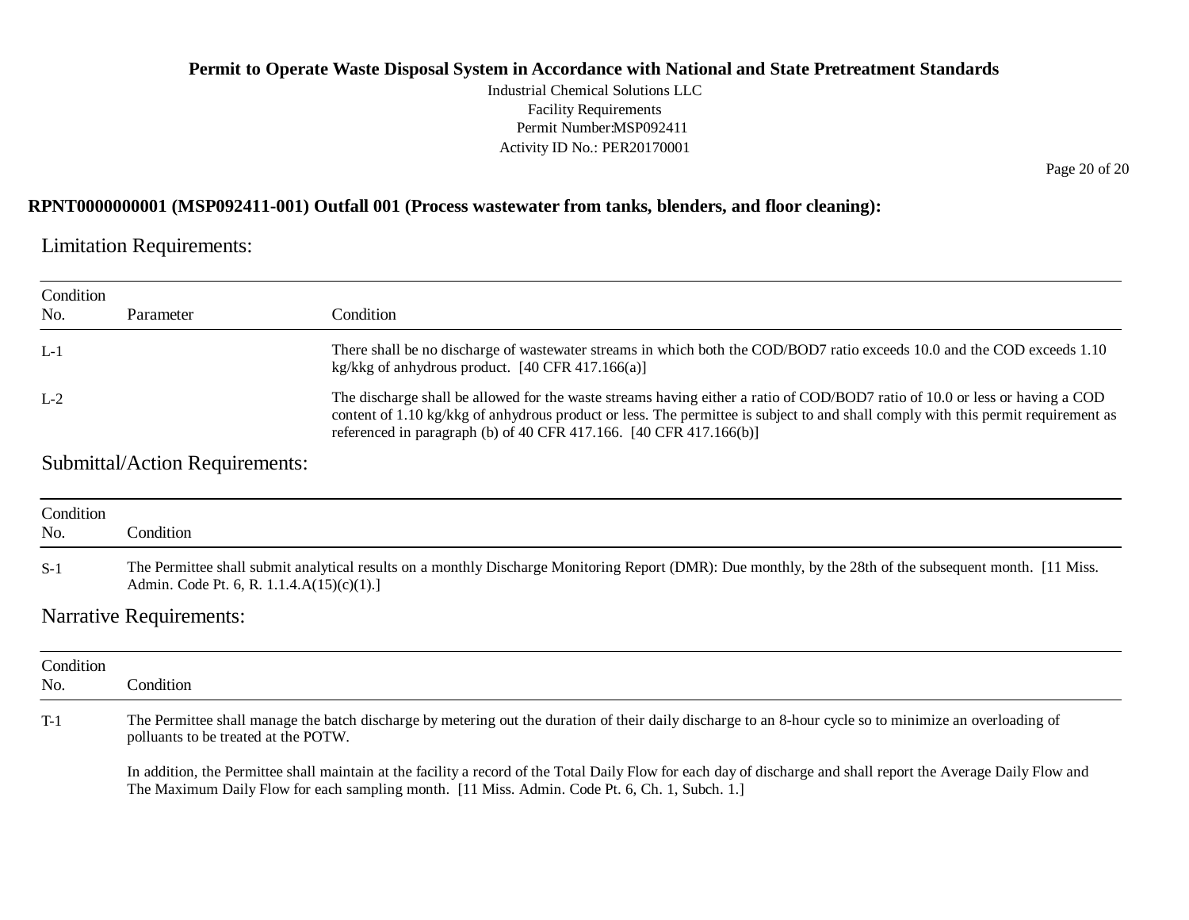**RPNT0000000001 (MSP092411-001) Outfall 001 (Process wastewater from tanks, blenders, and floor cleaning):**

## Limitation Requirements:

| Condition No. | Parameter | Condition |
|---|---|---|
| L-1 | | There shall be no discharge of wastewater streams in which both the COD/BOD7 ratio exceeds 10.0 and the COD exceeds 1.10 kg/kkg of anhydrous product. [40 CFR 417.166(a)] |
| L-2 | | The discharge shall be allowed for the waste streams having either a ratio of COD/BOD7 ratio of 10.0 or less or having a COD content of 1.10 kg/kkg of anhydrous product or less. The permittee is subject to and shall comply with this permit requirement as referenced in paragraph (b) of 40 CFR 417.166. [40 CFR 417.166(b)] |

## Submittal/Action Requirements:

| Condition No. | Condition |
|---|---|
| S-1 | The Permittee shall submit analytical results on a monthly Discharge Monitoring Report (DMR): Due monthly, by the 28th of the subsequent month. [11 Miss. Admin. Code Pt. 6, R. 1.1.4.A(15)(c)(1).] |

## Narrative Requirements:

| Condition No. | Condition |
|---|---|
| T-1 | The Permittee shall manage the batch discharge by metering out the duration of their daily discharge to an 8-hour cycle so to minimize an overloading of pollutants to be treated at the POTW.<br><br>In addition, the Permittee shall maintain at the facility a record of the Total Daily Flow for each day of discharge and shall report the Average Daily Flow and The Maximum Daily Flow for each sampling month. [11 Miss. Admin. Code Pt. 6, Ch. 1, Subch. 1.] |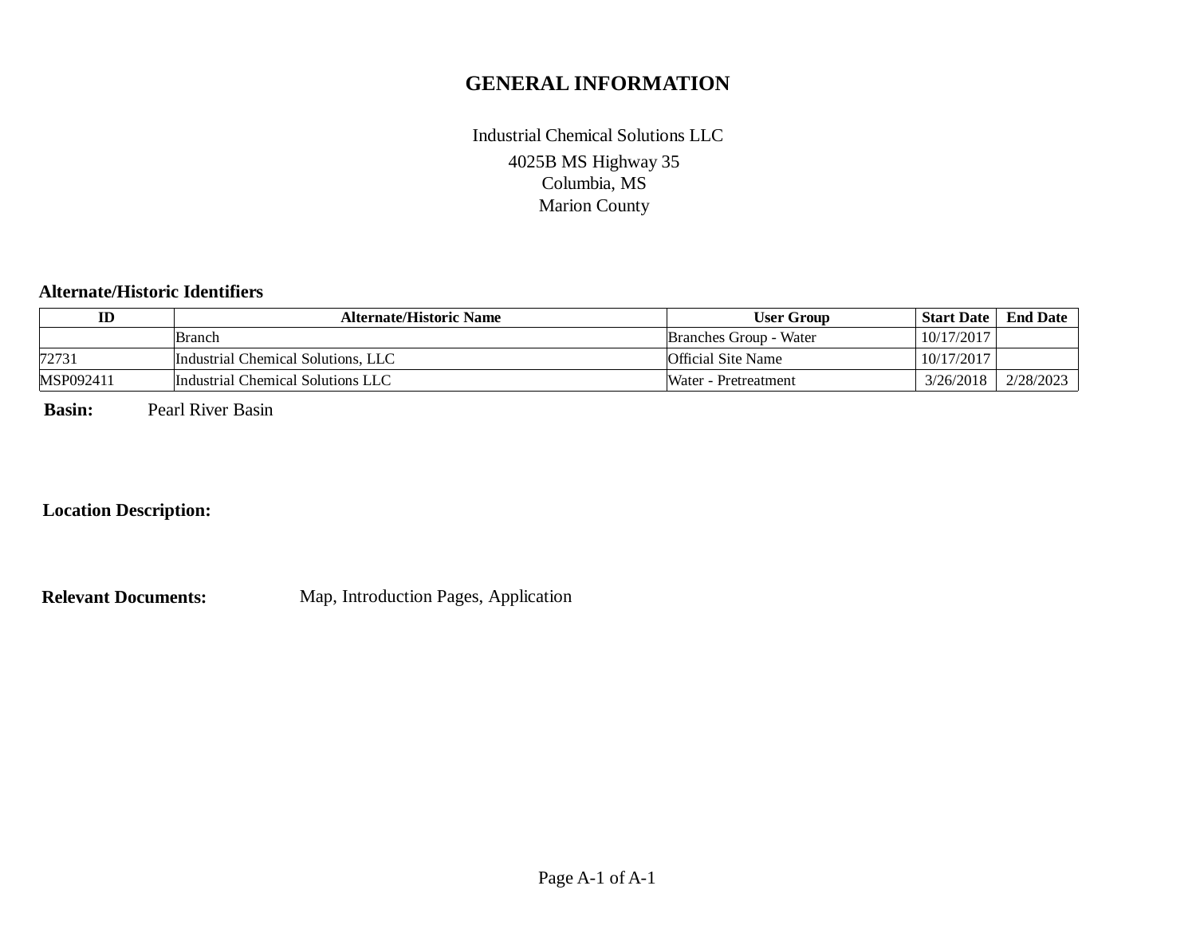# GENERAL INFORMATION

Industrial Chemical Solutions LLC

4025B MS Highway 35
Columbia, MS
Marion County

**Alternate/Historic Identifiers**

| ID | Alternate/Historic Name | User Group | Start Date | End Date |
|---|---|---|---|---|
| | Branch | Branches Group - Water | 10/17/2017 | |
| 72731 | Industrial Chemical Solutions, LLC | Official Site Name | 10/17/2017 | |
| MSP092411 | Industrial Chemical Solutions LLC | Water - Pretreatment | 3/26/2018 | 2/28/2023 |

**Basin:** Pearl River Basin

**Location Description:**

**Relevant Documents:** Map, Introduction Pages, Application